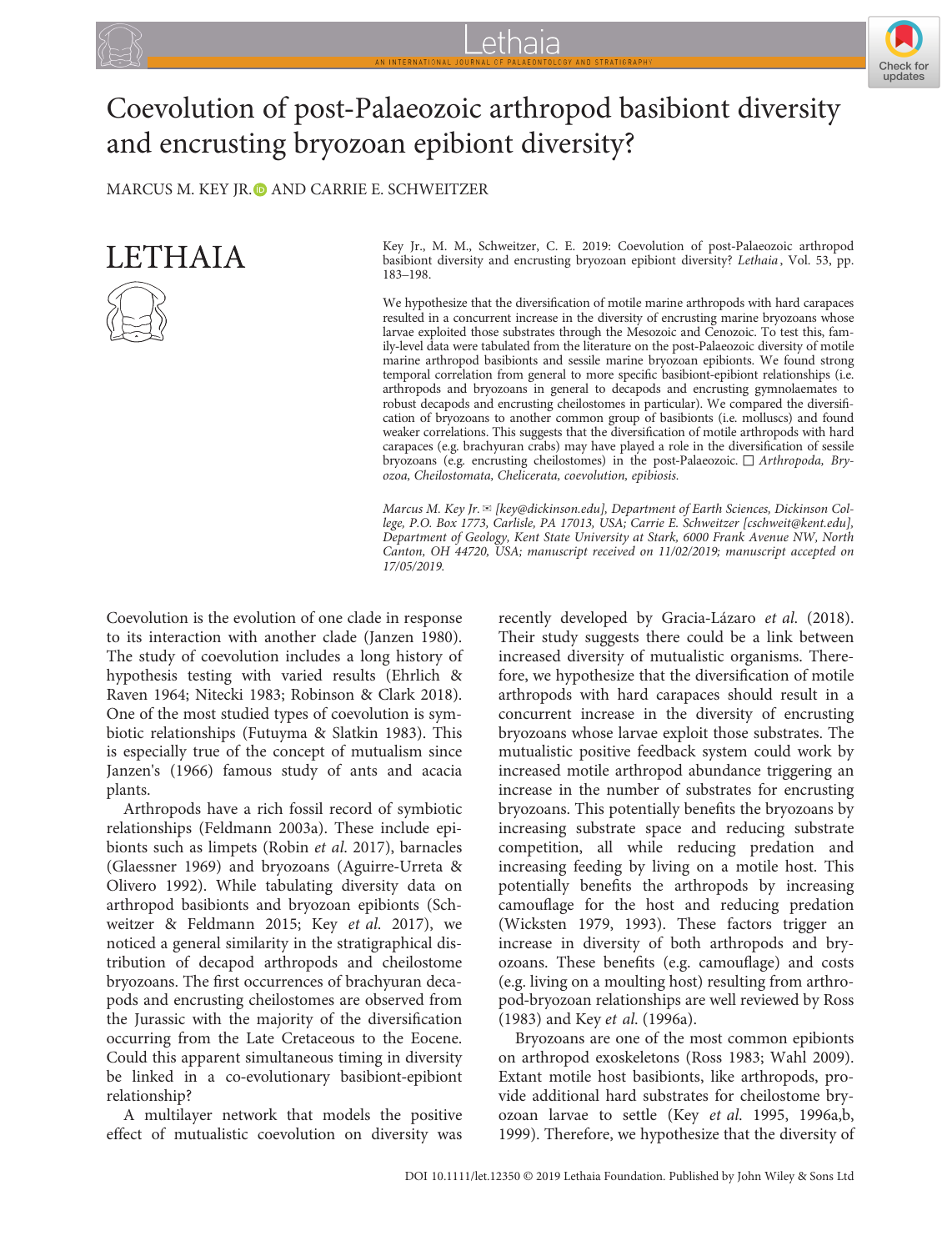# Coevolution of post-Palaeozoic arthropod basibiont diversity and encrusting bryozoan epibiont diversity?

MARCUS M. KEY JR. AND CARRIE E. SCHWEITZER

LETHAIA

Key Jr., M. M., Schweitzer, C. E. 2019: Coevolution of post-Palaeozoic arthropod basibiont diversity and encrusting bryozoan epibiont diversity? *Lethaia*, Vol. 53, pp. 183–198.

We hypothesize that the diversification of motile marine arthropods with hard carapaces resulted in a concurrent increase in the diversity of encrusting marine bryozoans whose larvae exploited those substrates through the Mesozoic and Cenozoic. To test this, family-level data were tabulated from the literature on the post-Palaeozoic diversity of motile marine arthropod basibionts and sessile marine bryozoan epibionts. We found strong temporal correlation from general to more specific basibiont-epibiont relationships (i.e. arthropods and bryozoans in general to decapods and encrusting gymnolaemates to robust decapods and encrusting cheilostomes in particular). We compared the diversification of bryozoans to another common group of basibionts (i.e. molluscs) and found weaker correlations. This suggests that the diversification of motile arthropods with hard carapaces (e.g. brachyuran crabs) may have played a role in the diversification of sessile bryozoans (e.g. encrusting cheilostomes) in the post-Palaeozoic. □ *Arthropoda, Bryozoa, Cheilostomata, Chelicerata, coevolution, epibiosis.*

*Marcus M. Key Jr.* ✉ *[key@dickinson.edu], Department of Earth Sciences, Dickinson College, P.O. Box 1773, Carlisle, PA 17013, USA; Carrie E. Schweitzer [cschweit@kent.edu], Department of Geology, Kent State University at Stark, 6000 Frank Avenue NW, North Canton, OH 44720, USA; manuscript received on 11/02/2019; manuscript accepted on 17/05/2019.*

Coevolution is the evolution of one clade in response to its interaction with another clade (Janzen 1980). The study of coevolution includes a long history of hypothesis testing with varied results (Ehrlich & Raven 1964; Nitecki 1983; Robinson & Clark 2018). One of the most studied types of coevolution is symbiotic relationships (Futuyma & Slatkin 1983). This is especially true of the concept of mutualism since Janzen's (1966) famous study of ants and acacia plants.

Arthropods have a rich fossil record of symbiotic relationships (Feldmann 2003a). These include epibionts such as limpets (Robin *et al.* 2017), barnacles (Glaessner 1969) and bryozoans (Aguirre-Urreta & Olivero 1992). While tabulating diversity data on arthropod basibionts and bryozoan epibionts (Schweitzer & Feldmann 2015; Key *et al.* 2017), we noticed a general similarity in the stratigraphical distribution of decapod arthropods and cheilostome bryozoans. The first occurrences of brachyuran decapods and encrusting cheilostomes are observed from the Jurassic with the majority of the diversification occurring from the Late Cretaceous to the Eocene. Could this apparent simultaneous timing in diversity be linked in a co-evolutionary basibiont-epibiont relationship?

A multilayer network that models the positive effect of mutualistic coevolution on diversity was recently developed by Gracia-Lázaro *et al.* (2018). Their study suggests there could be a link between increased diversity of mutualistic organisms. Therefore, we hypothesize that the diversification of motile arthropods with hard carapaces should result in a concurrent increase in the diversity of encrusting bryozoans whose larvae exploit those substrates. The mutualistic positive feedback system could work by increased motile arthropod abundance triggering an increase in the number of substrates for encrusting bryozoans. This potentially benefits the bryozoans by increasing substrate space and reducing substrate competition, all while reducing predation and increasing feeding by living on a motile host. This potentially benefits the arthropods by increasing camouflage for the host and reducing predation (Wicksten 1979, 1993). These factors trigger an increase in diversity of both arthropods and bryozoans. These benefits (e.g. camouflage) and costs (e.g. living on a moulting host) resulting from arthropod-bryozoan relationships are well reviewed by Ross (1983) and Key *et al.* (1996a).

Bryozoans are one of the most common epibionts on arthropod exoskeletons (Ross 1983; Wahl 2009). Extant motile host basibionts, like arthropods, provide additional hard substrates for cheilostome bryozoan larvae to settle (Key *et al.* 1995, 1996a,b, 1999). Therefore, we hypothesize that the diversity of

DOI 10.1111/let.12350 © 2019 Lethaia Foundation. Published by John Wiley & Sons Ltd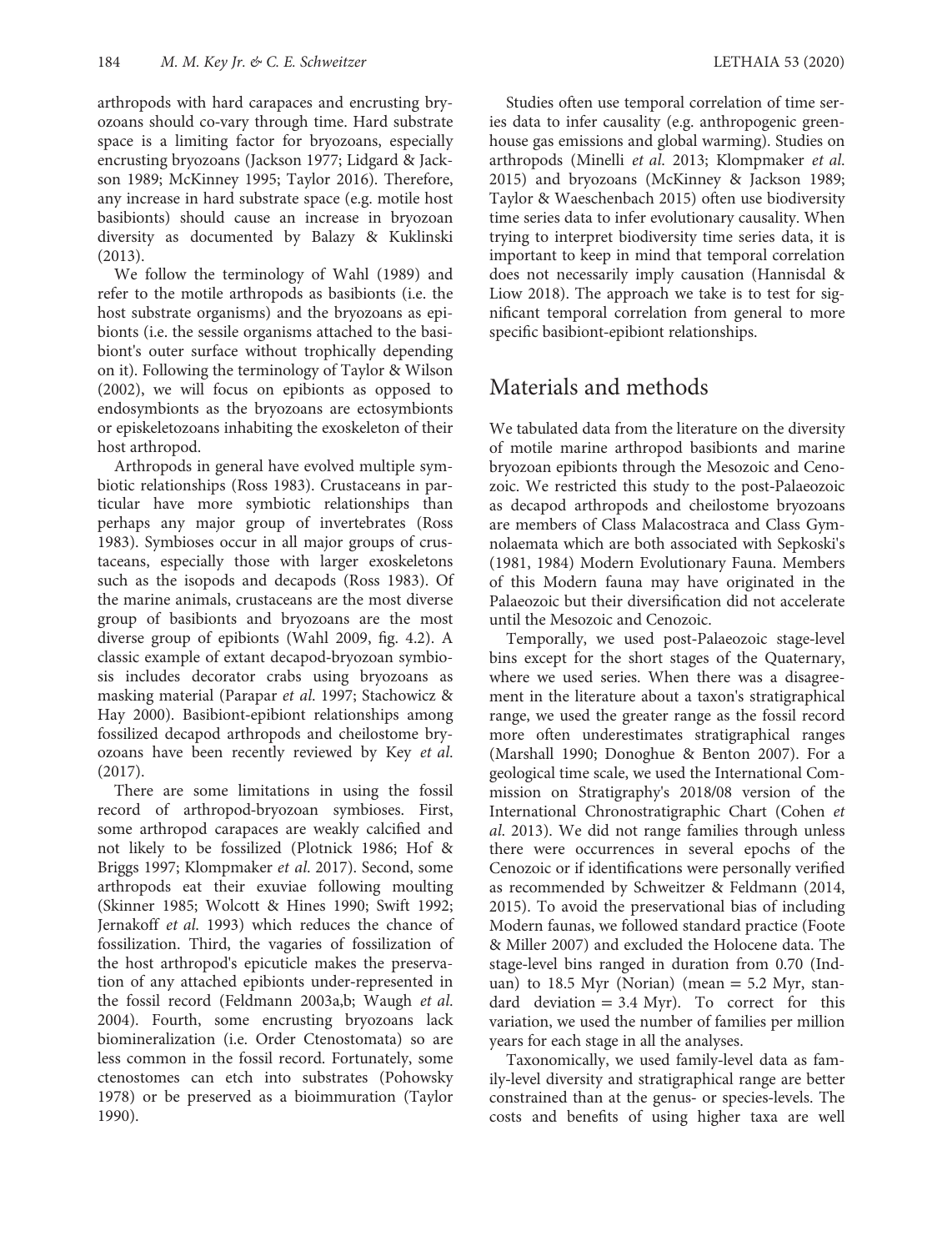arthropods with hard carapaces and encrusting bryozoans should co-vary through time. Hard substrate space is a limiting factor for bryozoans, especially encrusting bryozoans (Jackson 1977; Lidgard & Jackson 1989; McKinney 1995; Taylor 2016). Therefore, any increase in hard substrate space (e.g. motile host basibionts) should cause an increase in bryozoan diversity as documented by Balazy & Kuklinski (2013).

We follow the terminology of Wahl (1989) and refer to the motile arthropods as basibionts (i.e. the host substrate organisms) and the bryozoans as epibionts (i.e. the sessile organisms attached to the basibiont's outer surface without trophically depending on it). Following the terminology of Taylor & Wilson (2002), we will focus on epibionts as opposed to endosymbionts as the bryozoans are ectosymbionts or episkeletozoans inhabiting the exoskeleton of their host arthropod.

Arthropods in general have evolved multiple symbiotic relationships (Ross 1983). Crustaceans in particular have more symbiotic relationships than perhaps any major group of invertebrates (Ross 1983). Symbioses occur in all major groups of crustaceans, especially those with larger exoskeletons such as the isopods and decapods (Ross 1983). Of the marine animals, crustaceans are the most diverse group of basibionts and bryozoans are the most diverse group of epibionts (Wahl 2009, fig. 4.2). A classic example of extant decapod-bryozoan symbiosis includes decorator crabs using bryozoans as masking material (Parapar *et al.* 1997; Stachowicz & Hay 2000). Basibiont-epibiont relationships among fossilized decapod arthropods and cheilostome bryozoans have been recently reviewed by Key *et al.* (2017).

There are some limitations in using the fossil record of arthropod-bryozoan symbioses. First, some arthropod carapaces are weakly calcified and not likely to be fossilized (Plotnick 1986; Hof & Briggs 1997; Klompmaker *et al.* 2017). Second, some arthropods eat their exuviae following moulting (Skinner 1985; Wolcott & Hines 1990; Swift 1992; Jernakoff *et al.* 1993) which reduces the chance of fossilization. Third, the vagaries of fossilization of the host arthropod's epicuticle makes the preservation of any attached epibionts under-represented in the fossil record (Feldmann 2003a,b; Waugh *et al.* 2004). Fourth, some encrusting bryozoans lack biomineralization (i.e. Order Ctenostomata) so are less common in the fossil record. Fortunately, some ctenostomes can etch into substrates (Pohowsky 1978) or be preserved as a bioimmuration (Taylor 1990).

Studies often use temporal correlation of time series data to infer causality (e.g. anthropogenic greenhouse gas emissions and global warming). Studies on arthropods (Minelli *et al.* 2013; Klompmaker *et al.* 2015) and bryozoans (McKinney & Jackson 1989; Taylor & Waeschenbach 2015) often use biodiversity time series data to infer evolutionary causality. When trying to interpret biodiversity time series data, it is important to keep in mind that temporal correlation does not necessarily imply causation (Hannisdal & Liow 2018). The approach we take is to test for significant temporal correlation from general to more specific basibiont-epibiont relationships.

## Materials and methods

We tabulated data from the literature on the diversity of motile marine arthropod basibionts and marine bryozoan epibionts through the Mesozoic and Cenozoic. We restricted this study to the post-Palaeozoic as decapod arthropods and cheilostome bryozoans are members of Class Malacostraca and Class Gymnolaemata which are both associated with Sepkoski's (1981, 1984) Modern Evolutionary Fauna. Members of this Modern fauna may have originated in the Palaeozoic but their diversification did not accelerate until the Mesozoic and Cenozoic.

Temporally, we used post-Palaeozoic stage-level bins except for the short stages of the Quaternary, where we used series. When there was a disagreement in the literature about a taxon's stratigraphical range, we used the greater range as the fossil record more often underestimates stratigraphical ranges (Marshall 1990; Donoghue & Benton 2007). For a geological time scale, we used the International Commission on Stratigraphy's 2018/08 version of the International Chronostratigraphic Chart (Cohen *et al.* 2013). We did not range families through unless there were occurrences in several epochs of the Cenozoic or if identifications were personally verified as recommended by Schweitzer & Feldmann (2014, 2015). To avoid the preservational bias of including Modern faunas, we followed standard practice (Foote & Miller 2007) and excluded the Holocene data. The stage-level bins ranged in duration from 0.70 (Induan) to 18.5 Myr (Norian) (mean = 5.2 Myr, standard deviation = 3.4 Myr). To correct for this variation, we used the number of families per million years for each stage in all the analyses.

Taxonomically, we used family-level data as family-level diversity and stratigraphical range are better constrained than at the genus- or species-levels. The costs and benefits of using higher taxa are well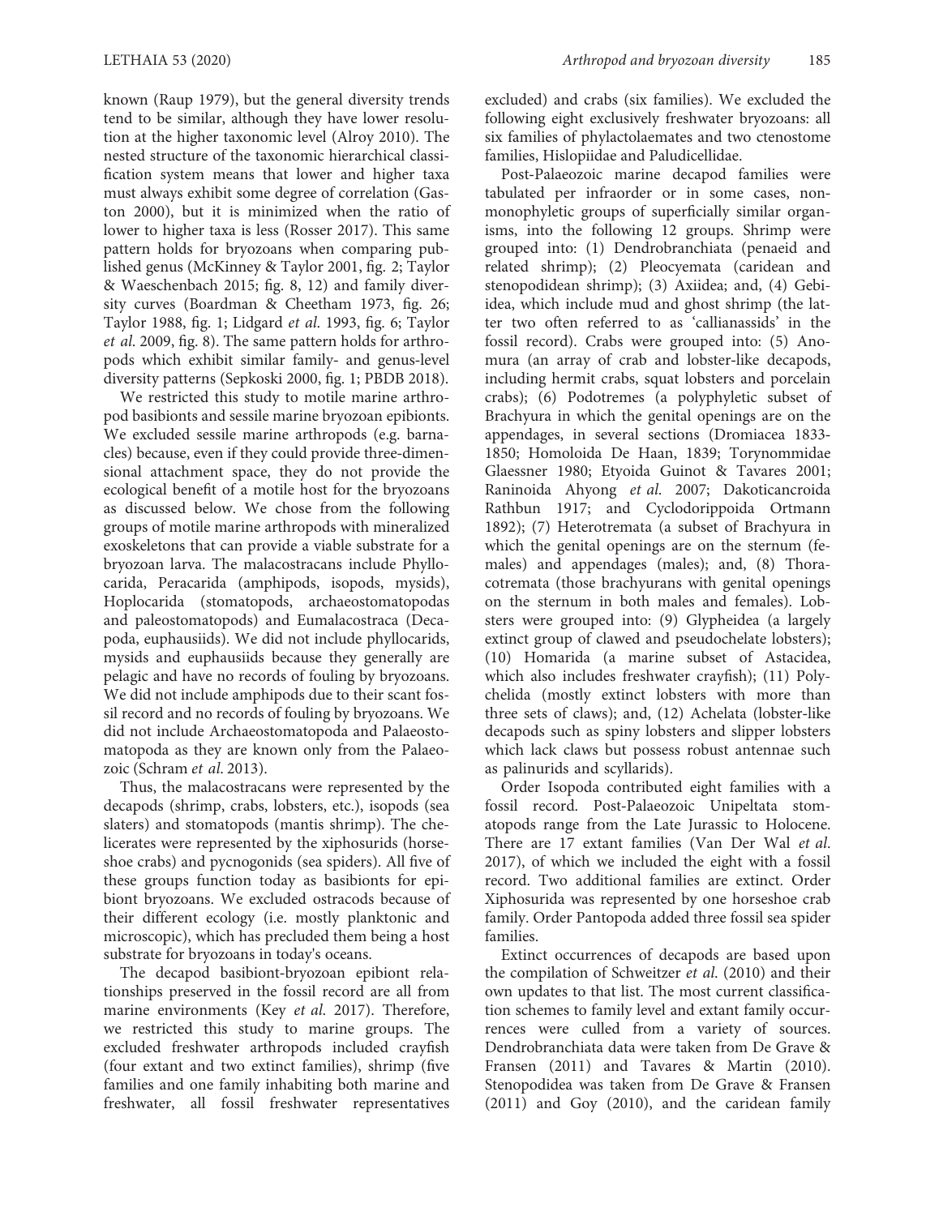known (Raup 1979), but the general diversity trends tend to be similar, although they have lower resolution at the higher taxonomic level (Alroy 2010). The nested structure of the taxonomic hierarchical classification system means that lower and higher taxa must always exhibit some degree of correlation (Gaston 2000), but it is minimized when the ratio of lower to higher taxa is less (Rosser 2017). This same pattern holds for bryozoans when comparing published genus (McKinney & Taylor 2001, fig. 2; Taylor & Waeschenbach 2015; fig. 8, 12) and family diversity curves (Boardman & Cheetham 1973, fig. 26; Taylor 1988, fig. 1; Lidgard *et al.* 1993, fig. 6; Taylor *et al.* 2009, fig. 8). The same pattern holds for arthropods which exhibit similar family- and genus-level diversity patterns (Sepkoski 2000, fig. 1; PBDB 2018).

We restricted this study to motile marine arthropod basibionts and sessile marine bryozoan epibionts. We excluded sessile marine arthropods (e.g. barnacles) because, even if they could provide three-dimensional attachment space, they do not provide the ecological benefit of a motile host for the bryozoans as discussed below. We chose from the following groups of motile marine arthropods with mineralized exoskeletons that can provide a viable substrate for a bryozoan larva. The malacostracans include Phyllocarida, Peracarida (amphipods, isopods, mysids), Hoplocarida (stomatopods, archaeostomatopodas and paleostomatopods) and Eumalacostraca (Decapoda, euphausiids). We did not include phyllocarids, mysids and euphausiids because they generally are pelagic and have no records of fouling by bryozoans. We did not include amphipods due to their scant fossil record and no records of fouling by bryozoans. We did not include Archaeostomatopoda and Palaeostomatopoda as they are known only from the Palaeozoic (Schram *et al.* 2013).

Thus, the malacostracans were represented by the decapods (shrimp, crabs, lobsters, etc.), isopods (sea slaters) and stomatopods (mantis shrimp). The chelicerates were represented by the xiphosurids (horseshoe crabs) and pycnogonids (sea spiders). All five of these groups function today as basibionts for epibiont bryozoans. We excluded ostracods because of their different ecology (i.e. mostly planktonic and microscopic), which has precluded them being a host substrate for bryozoans in today's oceans.

The decapod basibiont-bryozoan epibiont relationships preserved in the fossil record are all from marine environments (Key *et al.* 2017). Therefore, we restricted this study to marine groups. The excluded freshwater arthropods included crayfish (four extant and two extinct families), shrimp (five families and one family inhabiting both marine and freshwater, all fossil freshwater representatives excluded) and crabs (six families). We excluded the following eight exclusively freshwater bryozoans: all six families of phylactolaemates and two ctenostome families, Hislopiidae and Paludicellidae.

Post-Palaeozoic marine decapod families were tabulated per infraorder or in some cases, non-monophyletic groups of superficially similar organisms, into the following 12 groups. Shrimp were grouped into: (1) Dendrobranchiata (penaeid and related shrimp); (2) Pleocyemata (caridean and stenopodidean shrimp); (3) Axiidea; and, (4) Gebiidea, which include mud and ghost shrimp (the latter two often referred to as 'callianassids' in the fossil record). Crabs were grouped into: (5) Anomura (an array of crab and lobster-like decapods, including hermit crabs, squat lobsters and porcelain crabs); (6) Podotremes (a polyphyletic subset of Brachyura in which the genital openings are on the appendages, in several sections (Dromiacea 1833-1850; Homoloida De Haan, 1839; Torynommidae Glaessner 1980; Etyoida Guinot & Tavares 2001; Raninoida Ahyong *et al.* 2007; Dakoticancroida Rathbun 1917; and Cyclodorippoida Ortmann 1892); (7) Heterotremata (a subset of Brachyura in which the genital openings are on the sternum (females) and appendages (males); and, (8) Thoracotremata (those brachyurans with genital openings on the sternum in both males and females). Lobsters were grouped into: (9) Glypheidea (a largely extinct group of clawed and pseudochelate lobsters); (10) Homarida (a marine subset of Astacidea, which also includes freshwater crayfish); (11) Polychelida (mostly extinct lobsters with more than three sets of claws); and, (12) Achelata (lobster-like decapods such as spiny lobsters and slipper lobsters which lack claws but possess robust antennae such as palinurids and scyllarids).

Order Isopoda contributed eight families with a fossil record. Post-Palaeozoic Unipeltata stomatopods range from the Late Jurassic to Holocene. There are 17 extant families (Van Der Wal *et al.* 2017), of which we included the eight with a fossil record. Two additional families are extinct. Order Xiphosurida was represented by one horseshoe crab family. Order Pantopoda added three fossil sea spider families.

Extinct occurrences of decapods are based upon the compilation of Schweitzer *et al.* (2010) and their own updates to that list. The most current classification schemes to family level and extant family occurrences were culled from a variety of sources. Dendrobranchiata data were taken from De Grave & Fransen (2011) and Tavares & Martin (2010). Stenopodidea was taken from De Grave & Fransen (2011) and Goy (2010), and the caridean family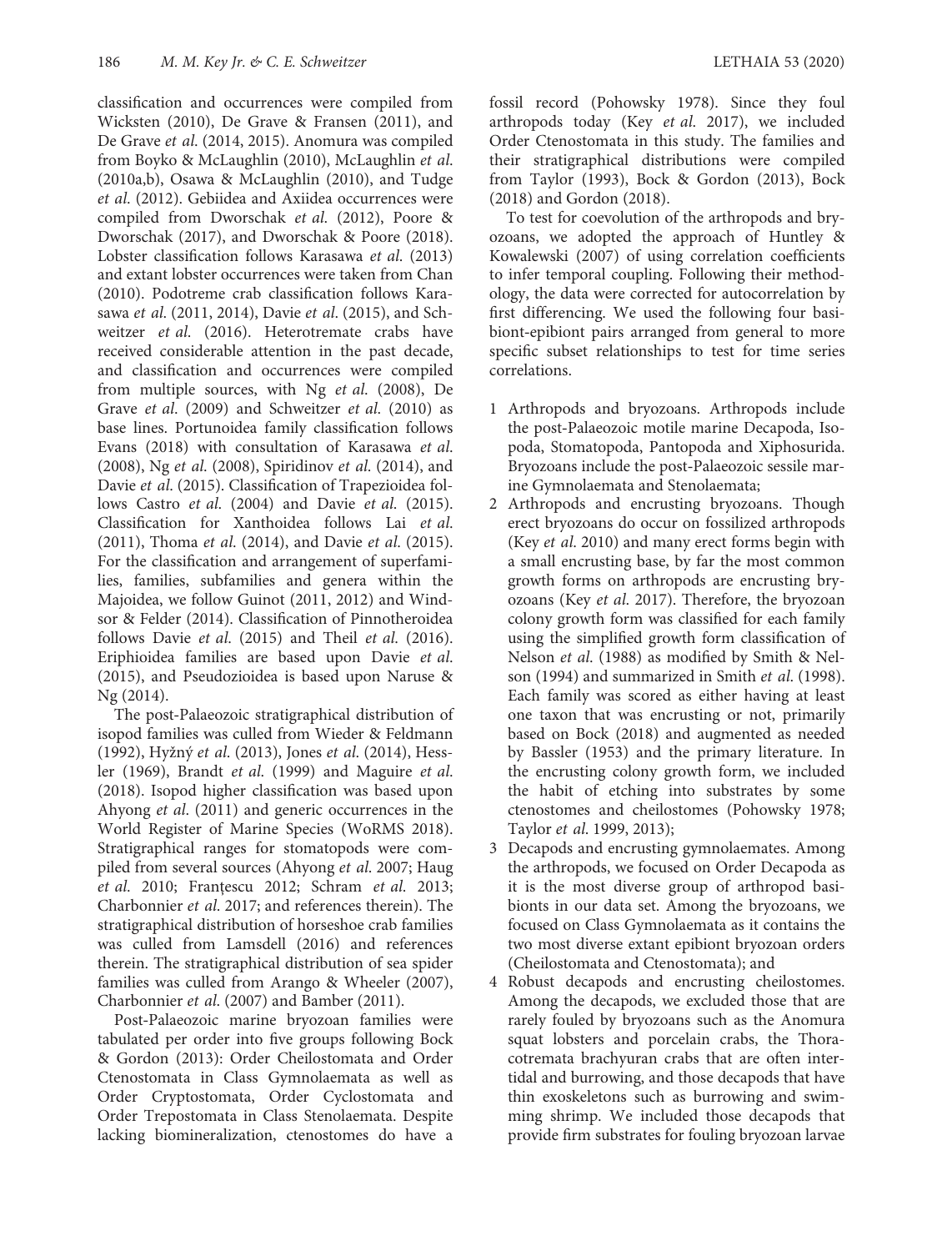classification and occurrences were compiled from Wicksten (2010), De Grave & Fransen (2011), and De Grave *et al.* (2014, 2015). Anomura was compiled from Boyko & McLaughlin (2010), McLaughlin *et al.* (2010a,b), Osawa & McLaughlin (2010), and Tudge *et al.* (2012). Gebiidea and Axiidea occurrences were compiled from Dworschak *et al.* (2012), Poore & Dworschak (2017), and Dworschak & Poore (2018). Lobster classification follows Karasawa *et al.* (2013) and extant lobster occurrences were taken from Chan (2010). Podotreme crab classification follows Karasawa *et al.* (2011, 2014), Davie *et al.* (2015), and Schweitzer *et al.* (2016). Heterotreme crabs have received considerable attention in the past decade, and classification and occurrences were compiled from multiple sources, with Ng *et al.* (2008), De Grave *et al.* (2009) and Schweitzer *et al.* (2010) as base lines. Portunoidea family classification follows Evans (2018) with consultation of Karasawa *et al.* (2008), Ng *et al.* (2008), Spiridinov *et al.* (2014), and Davie *et al.* (2015). Classification of Trapezioidea follows Castro *et al.* (2004) and Davie *et al.* (2015). Classification for Xanthoidea follows Lai *et al.* (2011), Thoma *et al.* (2014), and Davie *et al.* (2015). For the classification and arrangement of superfamilies, families, subfamilies and genera within the Majoidea, we follow Guinot (2011, 2012) and Windsor & Felder (2014). Classification of Pinnotheroidea follows Davie *et al.* (2015) and Theil *et al.* (2016). Eriphioidea families are based upon Davie *et al.* (2015), and Pseudozioidea is based upon Naruse & Ng (2014).

The post-Palaeozoic stratigraphical distribution of isopod families was culled from Wieder & Feldmann (1992), Hyžný *et al.* (2013), Jones *et al.* (2014), Hessler (1969), Brandt *et al.* (1999) and Maguire *et al.* (2018). Isopod higher classification was based upon Ahyong *et al.* (2011) and generic occurrences in the World Register of Marine Species (WoRMS 2018). Stratigraphical ranges for stomatopods were compiled from several sources (Ahyong *et al.* 2007; Haug *et al.* 2010; Franțescu 2012; Schram *et al.* 2013; Charbonnier *et al.* 2017; and references therein). The stratigraphical distribution of horseshoe crab families was culled from Lamsdell (2016) and references therein. The stratigraphical distribution of sea spider families was culled from Arango & Wheeler (2007), Charbonnier *et al.* (2007) and Bamber (2011).

Post-Palaeozoic marine bryozoan families were tabulated per order into five groups following Bock & Gordon (2013): Order Cheilostomata and Order Ctenostomata in Class Gymnolaemata as well as Order Cryptostomata, Order Cyclostomata and Order Trepostomata in Class Stenolaemata. Despite lacking biomineralization, ctenostomes do have a fossil record (Pohowsky 1978). Since they foul arthropods today (Key *et al.* 2017), we included Order Ctenostomata in this study. The families and their stratigraphical distributions were compiled from Taylor (1993), Bock & Gordon (2013), Bock (2018) and Gordon (2018).

To test for coevolution of the arthropods and bryozoans, we adopted the approach of Huntley & Kowalewski (2007) of using correlation coefficients to infer temporal coupling. Following their methodology, the data were corrected for autocorrelation by first differencing. We used the following four basibiont-epibiont pairs arranged from general to more specific subset relationships to test for time series correlations.

1. Arthropods and bryozoans. Arthropods include the post-Palaeozoic motile marine Decapoda, Isopoda, Stomatopoda, Pantopoda and Xiphosurida. Bryozoans include the post-Palaeozoic sessile marine Gymnolaemata and Stenolaemata;
2. Arthropods and encrusting bryozoans. Though erect bryozoans do occur on fossilized arthropods (Key *et al.* 2010) and many erect forms begin with a small encrusting base, by far the most common growth forms on arthropods are encrusting bryozoans (Key *et al.* 2017). Therefore, the bryozoan colony growth form was classified for each family using the simplified growth form classification of Nelson *et al.* (1988) as modified by Smith & Nelson (1994) and summarized in Smith *et al.* (1998). Each family was scored as either having at least one taxon that was encrusting or not, primarily based on Bock (2018) and augmented as needed by Bassler (1953) and the primary literature. In the encrusting colony growth form, we included the habit of etching into substrates by some ctenostomes and cheilostomes (Pohowsky 1978; Taylor *et al.* 1999, 2013);
3. Decapods and encrusting gymnolaemates. Among the arthropods, we focused on Order Decapoda as it is the most diverse group of arthropod basibionts in our data set. Among the bryozoans, we focused on Class Gymnolaemata as it contains the two most diverse extant epibiont bryozoan orders (Cheilostomata and Ctenostomata); and
4. Robust decapods and encrusting cheilostomes. Among the decapods, we excluded those that are rarely fouled by bryozoans such as the Anomura squat lobsters and porcelain crabs, the Thoracotremata brachyuran crabs that are often intertidal and burrowing, and those decapods that have thin exoskeletons such as burrowing and swimming shrimp. We included those decapods that provide firm substrates for fouling bryozoan larvae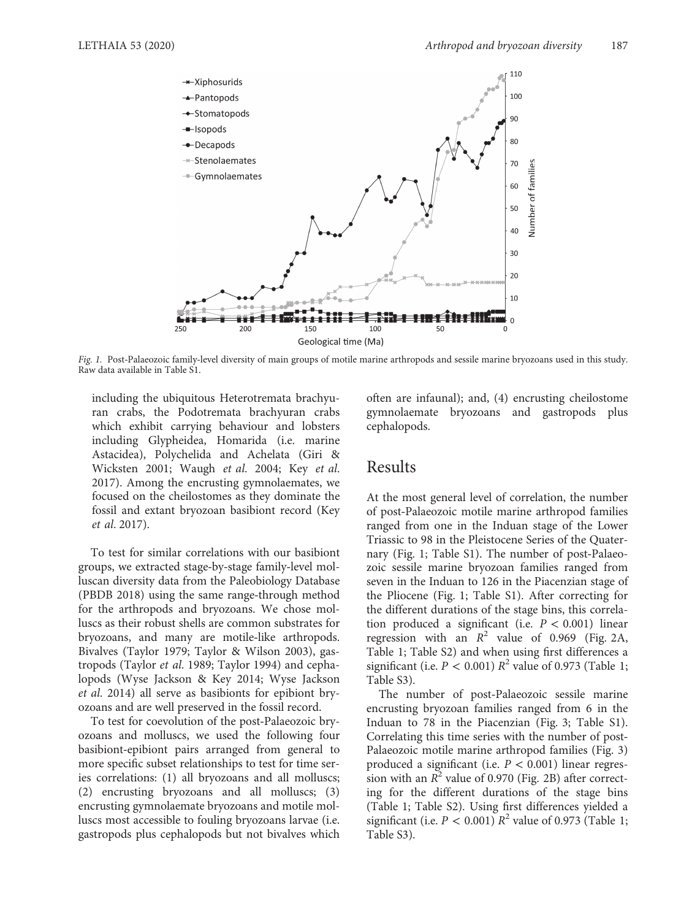Fig. 1. Post-Palaeozoic family-level diversity of main groups of motile marine arthropods and sessile marine bryozoans used in this study. Raw data available in Table S1.

including the ubiquitous Heterotremata brachyuran crabs, the Podotremata brachyuran crabs which exhibit carrying behaviour and lobsters including Glypheidea, Homarida (i.e. marine Astacidea), Polychelida and Achelata (Giri & Wicksten 2001; Waugh *et al.* 2004; Key *et al.* 2017). Among the encrusting gymnolaemates, we focused on the cheilostomes as they dominate the fossil and extant bryozoan basibiont record (Key *et al.* 2017).

To test for similar correlations with our basibiont groups, we extracted stage-by-stage family-level molluscan diversity data from the Paleobiology Database (PBDB 2018) using the same range-through method for the arthropods and bryozoans. We chose molluscs as their robust shells are common substrates for bryozoans, and many are motile-like arthropods. Bivalves (Taylor 1979; Taylor & Wilson 2003), gastropods (Taylor *et al.* 1989; Taylor 1994) and cephalopods (Wyse Jackson & Key 2014; Wyse Jackson *et al.* 2014) all serve as basibionts for epibiont bryozoans and are well preserved in the fossil record.

To test for coevolution of the post-Palaeozoic bryozoans and molluscs, we used the following four basibiont-epibiont pairs arranged from general to more specific subset relationships to test for time series correlations: (1) all bryozoans and all molluscs; (2) encrusting bryozoans and all molluscs; (3) encrusting gymnolaemate bryozoans and motile molluscs most accessible to fouling bryozoans larvae (i.e. gastropods plus cephalopods but not bivalves which often are infaunal); and, (4) encrusting cheilostome gymnolaemate bryozoans and gastropods plus cephalopods.

## Results

At the most general level of correlation, the number of post-Palaeozoic motile marine arthropod families ranged from one in the Induan stage of the Lower Triassic to 98 in the Pleistocene Series of the Quaternary (Fig. 1; Table S1). The number of post-Palaeozoic sessile marine bryozoan families ranged from seven in the Induan to 126 in the Piacenzian stage of the Pliocene (Fig. 1; Table S1). After correcting for the different durations of the stage bins, this correlation produced a significant (i.e. $P < 0.001$) linear regression with an $R^2$ value of 0.969 (Fig. 2A, Table 1; Table S2) and when using first differences a significant (i.e. $P < 0.001$) $R^2$ value of 0.973 (Table 1; Table S3).

The number of post-Palaeozoic sessile marine encrusting bryozoan families ranged from 6 in the Induan to 78 in the Piacenzian (Fig. 3; Table S1). Correlating this time series with the number of post-Palaeozoic motile marine arthropod families (Fig. 3) produced a significant (i.e. $P < 0.001$) linear regression with an $R^2$ value of 0.970 (Fig. 2B) after correcting for the different durations of the stage bins (Table 1; Table S2). Using first differences yielded a significant (i.e. $P < 0.001$) $R^2$ value of 0.973 (Table 1; Table S3).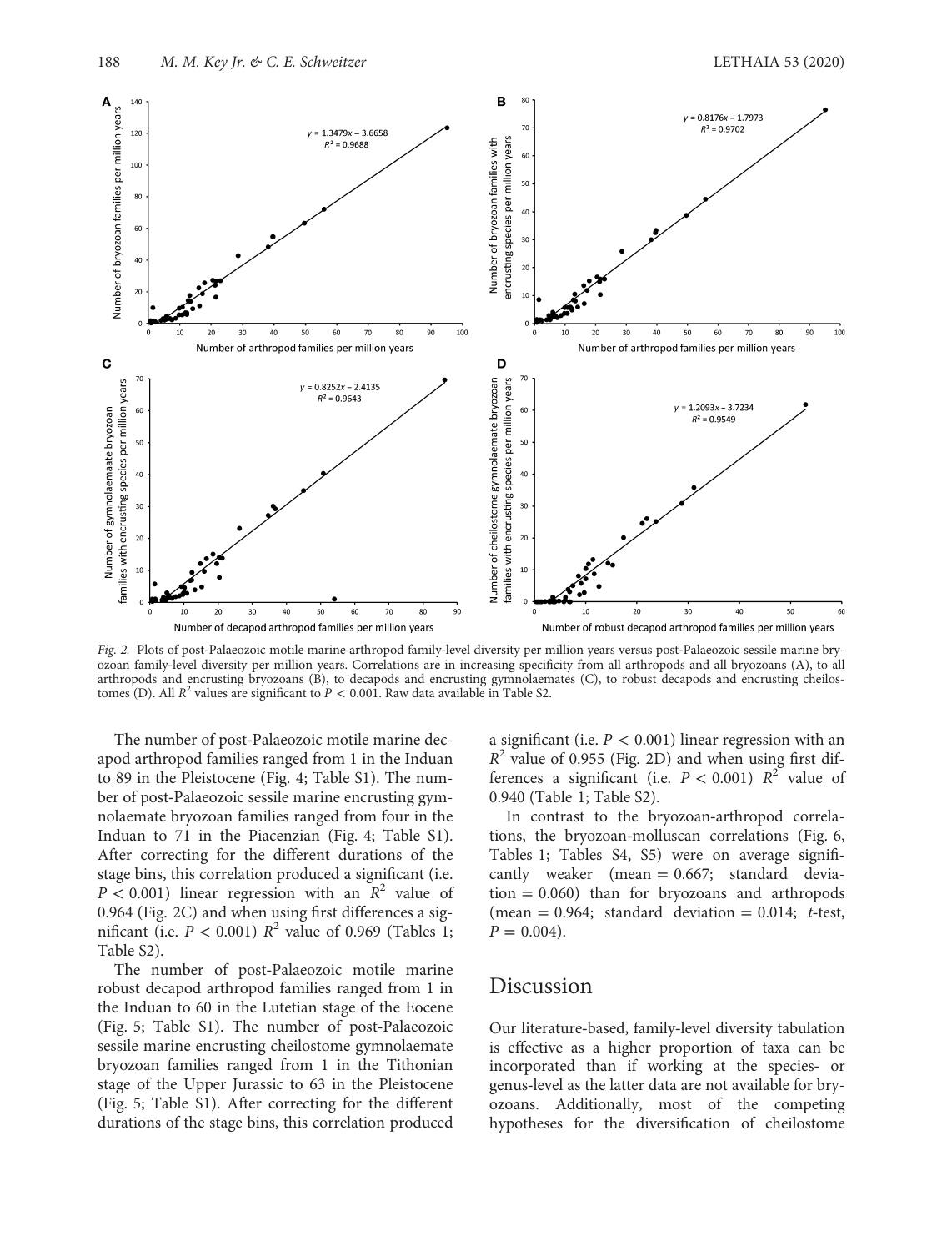*Fig. 2.* Plots of post-Palaeozoic motile marine arthropod family-level diversity per million years versus post-Palaeozoic sessile marine bryozoan family-level diversity per million years. Correlations are in increasing specificity from all arthropods and all bryozoans (A), to all arthropods and encrusting bryozoans (B), to decapods and encrusting gymnolaemates (C), to robust decapods and encrusting cheilostomes (D). All $R^2$ values are significant to $P < 0.001$. Raw data available in Table S2.

The number of post-Palaeozoic motile marine decapod arthropod families ranged from 1 in the Induan to 89 in the Pleistocene (Fig. 4; Table S1). The number of post-Palaeozoic sessile marine encrusting gymnolaemate bryozoan families ranged from four in the Induan to 71 in the Piacenzian (Fig. 4; Table S1). After correcting for the different durations of the stage bins, this correlation produced a significant (i.e. $P < 0.001$) linear regression with an $R^2$ value of 0.964 (Fig. 2C) and when using first differences a significant (i.e. $P < 0.001$) $R^2$ value of 0.969 (Tables 1; Table S2).

The number of post-Palaeozoic motile marine robust decapod arthropod families ranged from 1 in the Induan to 60 in the Lutetian stage of the Eocene (Fig. 5; Table S1). The number of post-Palaeozoic sessile marine encrusting cheilostome gymnolaemate bryozoan families ranged from 1 in the Tithonian stage of the Upper Jurassic to 63 in the Pleistocene (Fig. 5; Table S1). After correcting for the different durations of the stage bins, this correlation produced a significant (i.e. $P < 0.001$) linear regression with an $R^2$ value of 0.955 (Fig. 2D) and when using first differences a significant (i.e. $P < 0.001$) $R^2$ value of 0.940 (Table 1; Table S2).

In contrast to the bryozoan-arthropod correlations, the bryozoan-molluscan correlations (Fig. 6, Tables 1; Tables S4, S5) were on average significantly weaker (mean = 0.667; standard deviation = 0.060) than for bryozoans and arthropods (mean = 0.964; standard deviation = 0.014; *t*-test, $P = 0.004$).

## Discussion

Our literature-based, family-level diversity tabulation is effective as a higher proportion of taxa can be incorporated than if working at the species- or genus-level as the latter data are not available for bryozoans. Additionally, most of the competing hypotheses for the diversification of cheilostome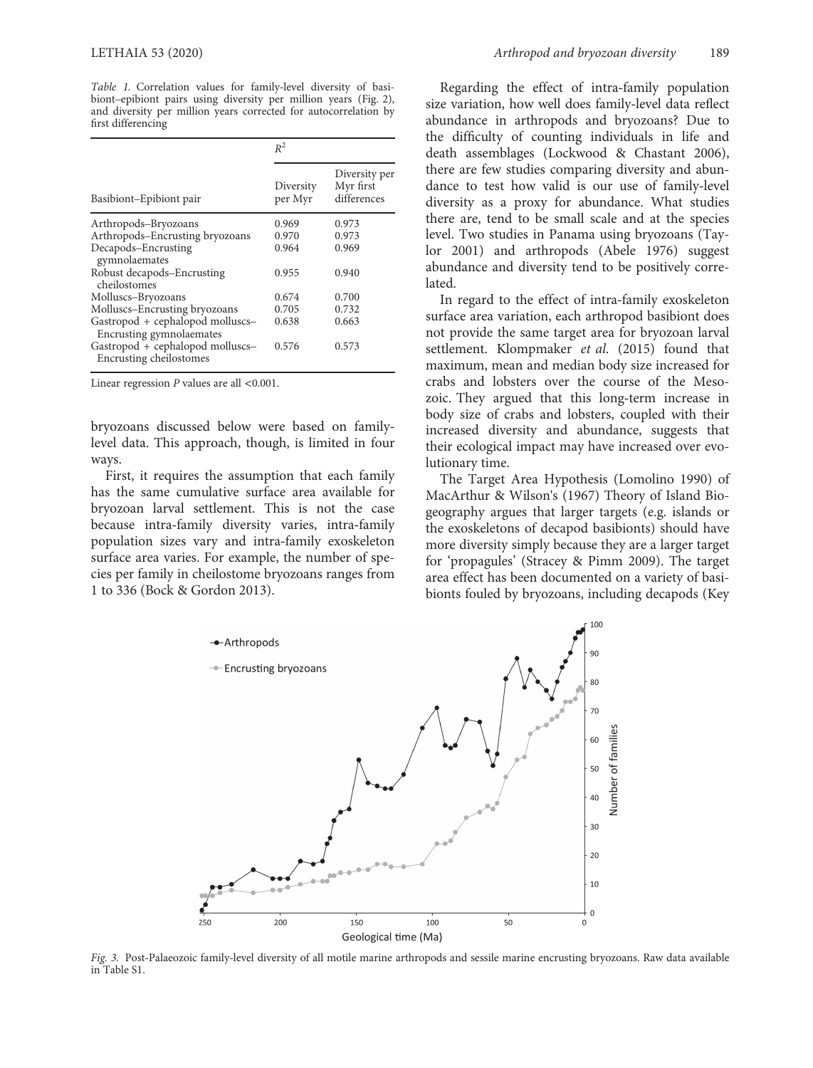*Table 1.* Correlation values for family-level diversity of basibiont–epibiont pairs using diversity per million years (Fig. 2), and diversity per million years corrected for autocorrelation by first differencing

| | $R^2$ | |
|---|---|---|
| Basibiont–Epibiont pair | Diversity per Myr | Diversity per Myr first differences |
| Arthropods–Bryozoans | 0.969 | 0.973 |
| Arthropods–Encrusting bryozoans | 0.970 | 0.973 |
| Decapods–Encrusting gymnolaemates | 0.964 | 0.969 |
| Robust decapods–Encrusting cheilostomes | 0.955 | 0.940 |
| Molluscs–Bryozoans | 0.674 | 0.700 |
| Molluscs–Encrusting bryozoans | 0.705 | 0.732 |
| Gastropod + cephalopod molluscs–Encrusting gymnolaemates | 0.638 | 0.663 |
| Gastropod + cephalopod molluscs–Encrusting cheilostomes | 0.576 | 0.573 |

Linear regression $P$ values are all <0.001.

bryozoans discussed below were based on family-level data. This approach, though, is limited in four ways.

First, it requires the assumption that each family has the same cumulative surface area available for bryozoan larval settlement. This is not the case because intra-family diversity varies, intra-family population sizes vary and intra-family exoskeleton surface area varies. For example, the number of species per family in cheilostome bryozoans ranges from 1 to 336 (Bock & Gordon 2013).

Regarding the effect of intra-family population size variation, how well does family-level data reflect abundance in arthropods and bryozoans? Due to the difficulty of counting individuals in life and death assemblages (Lockwood & Chastant 2006), there are few studies comparing diversity and abundance to test how valid is our use of family-level diversity as a proxy for abundance. What studies there are, tend to be small scale and at the species level. Two studies in Panama using bryozoans (Taylor 2001) and arthropods (Abele 1976) suggest abundance and diversity tend to be positively correlated.

In regard to the effect of intra-family exoskeleton surface area variation, each arthropod basibiont does not provide the same target area for bryozoan larval settlement. Klompmaker *et al.* (2015) found that maximum, mean and median body size increased for crabs and lobsters over the course of the Mesozoic. They argued that this long-term increase in body size of crabs and lobsters, coupled with their increased diversity and abundance, suggests that their ecological impact may have increased over evolutionary time.

The Target Area Hypothesis (Lomolino 1990) of MacArthur & Wilson's (1967) Theory of Island Biogeography argues that larger targets (e.g. islands or the exoskeletons of decapod basibionts) should have more diversity simply because they are a larger target for 'propagules' (Stracey & Pimm 2009). The target area effect has been documented on a variety of basibionts fouled by bryozoans, including decapods (Key

*Fig. 3.* Post-Palaeozoic family-level diversity of all motile marine arthropods and sessile marine encrusting bryozoans. Raw data available in Table S1.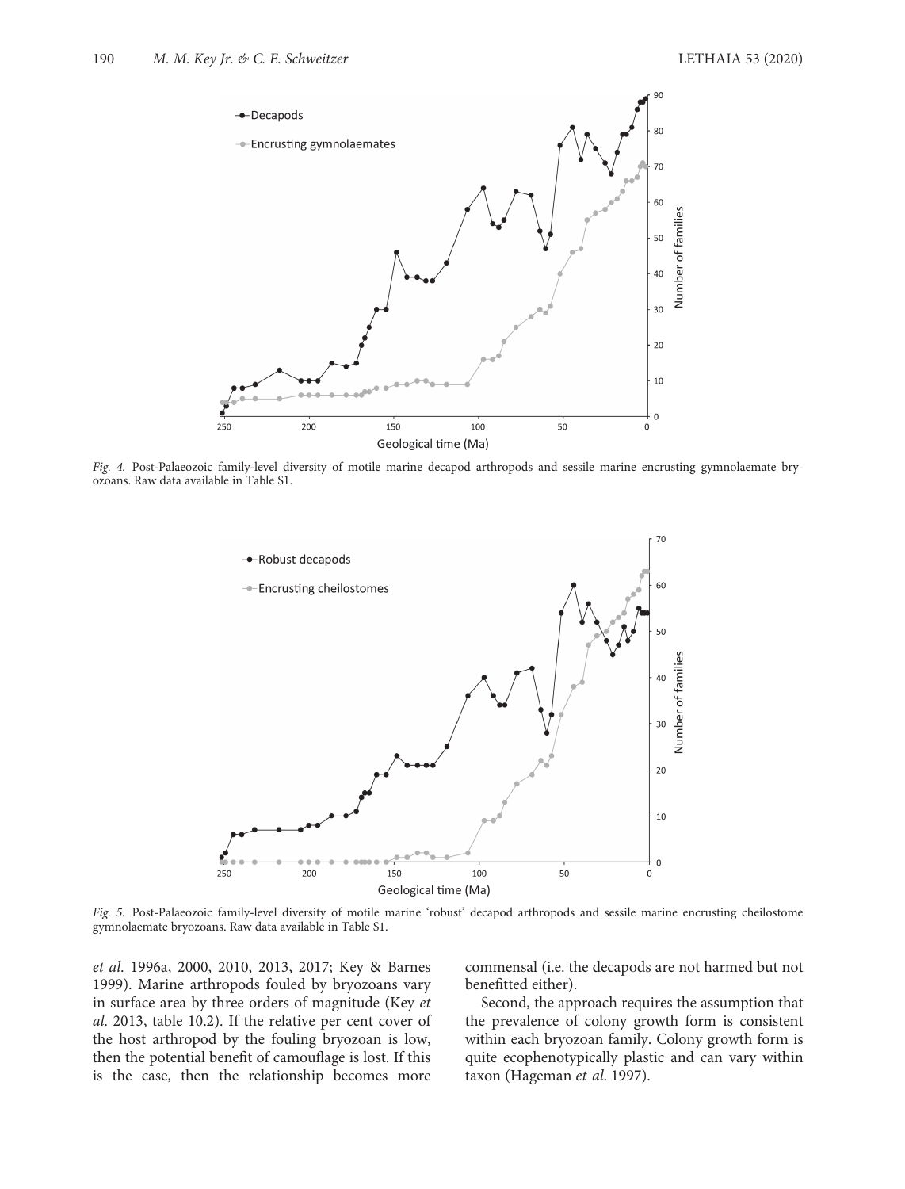*Fig. 4.* Post-Palaeozoic family-level diversity of motile marine decapod arthropods and sessile marine encrusting gymnolaemate bryozoans. Raw data available in Table S1.

*Fig. 5.* Post-Palaeozoic family-level diversity of motile marine 'robust' decapod arthropods and sessile marine encrusting cheilostome gymnolaemate bryozoans. Raw data available in Table S1.

*et al.* 1996a, 2000, 2010, 2013, 2017; Key & Barnes 1999). Marine arthropods fouled by bryozoans vary in surface area by three orders of magnitude (Key *et al.* 2013, table 10.2). If the relative per cent cover of the host arthropod by the fouling bryozoan is low, then the potential benefit of camouflage is lost. If this is the case, then the relationship becomes more commensal (i.e. the decapods are not harmed but not benefitted either).

Second, the approach requires the assumption that the prevalence of colony growth form is consistent within each bryozoan family. Colony growth form is quite ecophenotypically plastic and can vary within taxon (Hageman *et al.* 1997).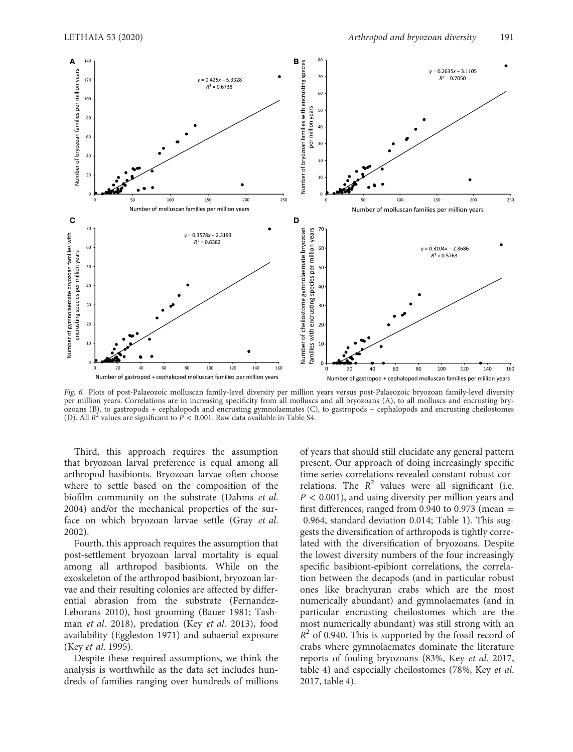*Fig. 6.* Plots of post-Palaeozoic molluscan family-level diversity per million years versus post-Palaeozoic bryozoan family-level diversity per million years. Correlations are in increasing specificity from all molluscs and all bryozoans (A), to all molluscs and encrusting bryozoans (B), to gastropods + cephalopods and encrusting gymnolaemates (C), to gastropods + cephalopods and encrusting cheilostomes (D). All $R^2$ values are significant to $P < 0.001$. Raw data available in Table S4.

Third, this approach requires the assumption that bryozoan larval preference is equal among all arthropod basibionts. Bryozoan larvae often choose where to settle based on the composition of the biofilm community on the substrate (Dahms *et al.* 2004) and/or the mechanical properties of the surface on which bryozoan larvae settle (Gray *et al.* 2002).

Fourth, this approach requires the assumption that post-settlement bryozoan larval mortality is equal among all arthropod basibionts. While on the exoskeleton of the arthropod basibiont, bryozoan larvae and their resulting colonies are affected by differential abrasion from the substrate (Fernandez-Leborans 2010), host grooming (Bauer 1981; Tashman *et al.* 2018), predation (Key *et al.* 2013), food availability (Eggleston 1971) and subaerial exposure (Key *et al.* 1995).

Despite these required assumptions, we think the analysis is worthwhile as the data set includes hundreds of families ranging over hundreds of millions of years that should still elucidate any general pattern present. Our approach of doing increasingly specific time series correlations revealed constant robust correlations. The $R^2$ values were all significant (i.e. $P < 0.001$), and using diversity per million years and first differences, ranged from 0.940 to 0.973 (mean = 0.964, standard deviation 0.014; Table 1). This suggests the diversification of arthropods is tightly correlated with the diversification of bryozoans. Despite the lowest diversity numbers of the four increasingly specific basibiont-epibiont correlations, the correlation between the decapods (and in particular robust ones like brachyuran crabs which are the most numerically abundant) and gymnolaemates (and in particular encrusting cheilostomes which are the most numerically abundant) was still strong with an $R^2$ of 0.940. This is supported by the fossil record of crabs where gymnolaemates dominate the literature reports of fouling bryozoans (83%, Key *et al.* 2017, table 4) and especially cheilostomes (78%, Key *et al.* 2017, table 4).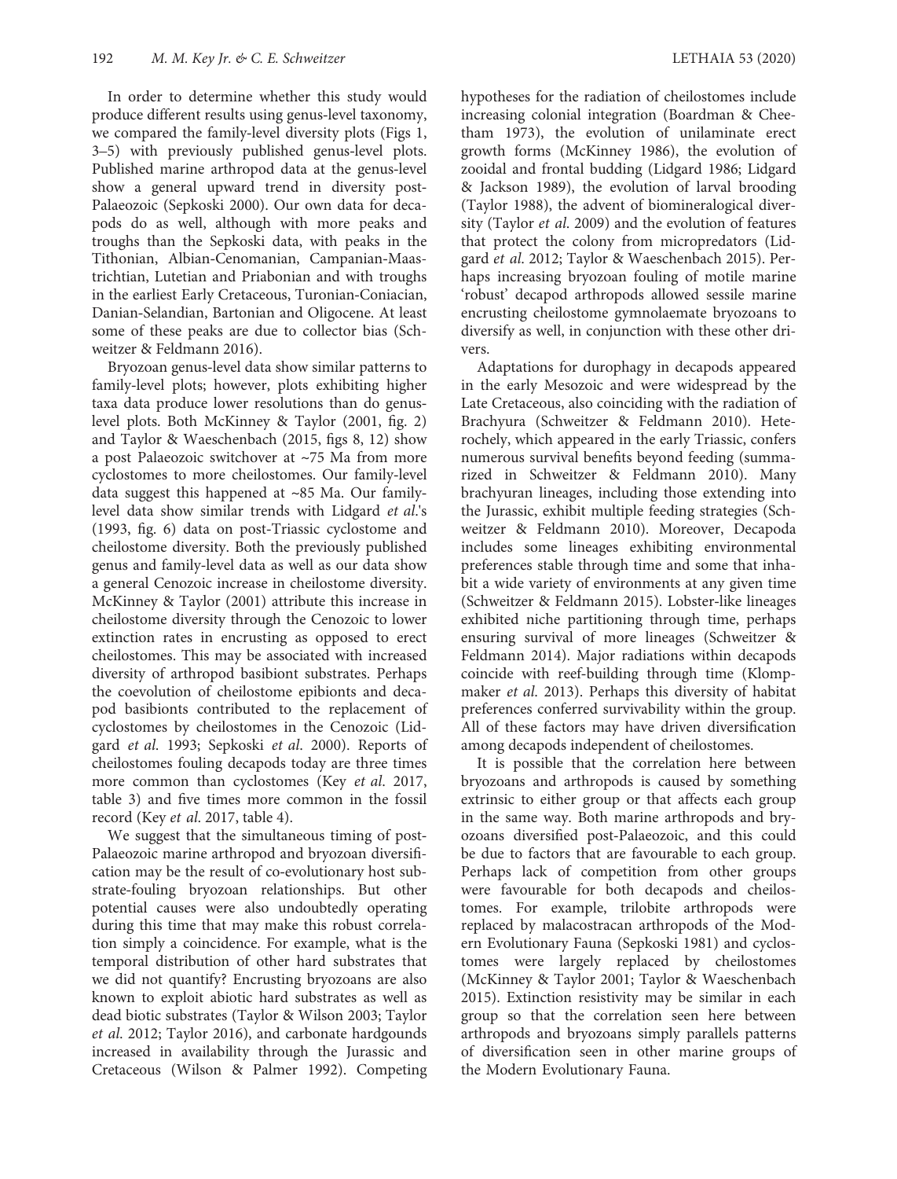In order to determine whether this study would produce different results using genus-level taxonomy, we compared the family-level diversity plots (Figs 1, 3–5) with previously published genus-level plots. Published marine arthropod data at the genus-level show a general upward trend in diversity post-Palaeozoic (Sepkoski 2000). Our own data for decapods do as well, although with more peaks and troughs than the Sepkoski data, with peaks in the Tithonian, Albian-Cenomanian, Campanian-Maastrichtian, Lutetian and Priabonian and with troughs in the earliest Early Cretaceous, Turonian-Coniacian, Danian-Selandian, Bartonian and Oligocene. At least some of these peaks are due to collector bias (Schweitzer & Feldmann 2016).

Bryozoan genus-level data show similar patterns to family-level plots; however, plots exhibiting higher taxa data produce lower resolutions than do genus-level plots. Both McKinney & Taylor (2001, fig. 2) and Taylor & Waeschenbach (2015, figs 8, 12) show a post Palaeozoic switchover at ~75 Ma from more cyclostomes to more cheilostomes. Our family-level data suggest this happened at ~85 Ma. Our family-level data show similar trends with Lidgard *et al.*'s (1993, fig. 6) data on post-Triassic cyclostome and cheilostome diversity. Both the previously published genus and family-level data as well as our data show a general Cenozoic increase in cheilostome diversity. McKinney & Taylor (2001) attribute this increase in cheilostome diversity through the Cenozoic to lower extinction rates in encrusting as opposed to erect cheilostomes. This may be associated with increased diversity of arthropod basibiont substrates. Perhaps the coevolution of cheilostome epibionts and decapod basibionts contributed to the replacement of cyclostomes by cheilostomes in the Cenozoic (Lidgard *et al.* 1993; Sepkoski *et al.* 2000). Reports of cheilostomes fouling decapods today are three times more common than cyclostomes (Key *et al.* 2017, table 3) and five times more common in the fossil record (Key *et al.* 2017, table 4).

We suggest that the simultaneous timing of post-Palaeozoic marine arthropod and bryozoan diversification may be the result of co-evolutionary host substrate-fouling bryozoan relationships. But other potential causes were also undoubtedly operating during this time that may make this robust correlation simply a coincidence. For example, what is the temporal distribution of other hard substrates that we did not quantify? Encrusting bryozoans are also known to exploit abiotic hard substrates as well as dead biotic substrates (Taylor & Wilson 2003; Taylor *et al.* 2012; Taylor 2016), and carbonate hardgounds increased in availability through the Jurassic and Cretaceous (Wilson & Palmer 1992). Competing hypotheses for the radiation of cheilostomes include increasing colonial integration (Boardman & Cheetham 1973), the evolution of unilaminate erect growth forms (McKinney 1986), the evolution of zooidal and frontal budding (Lidgard 1986; Lidgard & Jackson 1989), the evolution of larval brooding (Taylor 1988), the advent of biomineralogical diversity (Taylor *et al.* 2009) and the evolution of features that protect the colony from micropredators (Lidgard *et al.* 2012; Taylor & Waeschenbach 2015). Perhaps increasing bryozoan fouling of motile marine 'robust' decapod arthropods allowed sessile marine encrusting cheilostome gymnolaemate bryozoans to diversify as well, in conjunction with these other drivers.

Adaptations for durophagy in decapods appeared in the early Mesozoic and were widespread by the Late Cretaceous, also coinciding with the radiation of Brachyura (Schweitzer & Feldmann 2010). Heterochely, which appeared in the early Triassic, confers numerous survival benefits beyond feeding (summarized in Schweitzer & Feldmann 2010). Many brachyuran lineages, including those extending into the Jurassic, exhibit multiple feeding strategies (Schweitzer & Feldmann 2010). Moreover, Decapoda includes some lineages exhibiting environmental preferences stable through time and some that inhabit a wide variety of environments at any given time (Schweitzer & Feldmann 2015). Lobster-like lineages exhibited niche partitioning through time, perhaps ensuring survival of more lineages (Schweitzer & Feldmann 2014). Major radiations within decapods coincide with reef-building through time (Klompmaker *et al.* 2013). Perhaps this diversity of habitat preferences conferred survivability within the group. All of these factors may have driven diversification among decapods independent of cheilostomes.

It is possible that the correlation here between bryozoans and arthropods is caused by something extrinsic to either group or that affects each group in the same way. Both marine arthropods and bryozoans diversified post-Palaeozoic, and this could be due to factors that are favourable to each group. Perhaps lack of competition from other groups were favourable for both decapods and cheilostomes. For example, trilobite arthropods were replaced by malacostracan arthropods of the Modern Evolutionary Fauna (Sepkoski 1981) and cyclostomes were largely replaced by cheilostomes (McKinney & Taylor 2001; Taylor & Waeschenbach 2015). Extinction resistivity may be similar in each group so that the correlation seen here between arthropods and bryozoans simply parallels patterns of diversification seen in other marine groups of the Modern Evolutionary Fauna.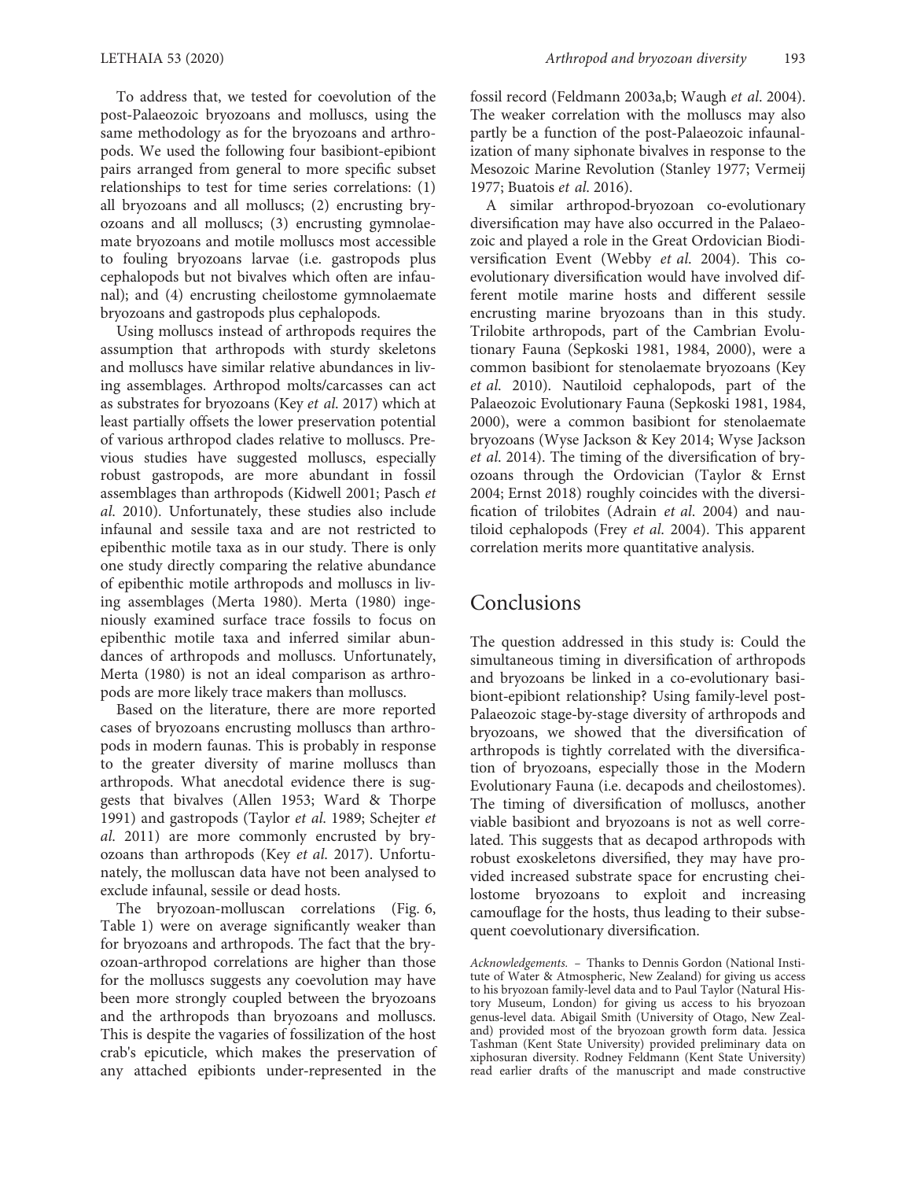To address that, we tested for coevolution of the post-Palaeozoic bryozoans and molluscs, using the same methodology as for the bryozoans and arthropods. We used the following four basibiont-epibiont pairs arranged from general to more specific subset relationships to test for time series correlations: (1) all bryozoans and all molluscs; (2) encrusting bryozoans and all molluscs; (3) encrusting gymnolaemate bryozoans and motile molluscs most accessible to fouling bryozoans larvae (i.e. gastropods plus cephalopods but not bivalves which often are infaunal); and (4) encrusting cheilostome gymnolaemate bryozoans and gastropods plus cephalopods.

Using molluscs instead of arthropods requires the assumption that arthropods with sturdy skeletons and molluscs have similar relative abundances in living assemblages. Arthropod molts/carcasses can act as substrates for bryozoans (Key *et al.* 2017) which at least partially offsets the lower preservation potential of various arthropod clades relative to molluscs. Previous studies have suggested molluscs, especially robust gastropods, are more abundant in fossil assemblages than arthropods (Kidwell 2001; Pasch *et al.* 2010). Unfortunately, these studies also include infaunal and sessile taxa and are not restricted to epibenthic motile taxa as in our study. There is only one study directly comparing the relative abundance of epibenthic motile arthropods and molluscs in living assemblages (Merta 1980). Merta (1980) ingeniously examined surface trace fossils to focus on epibenthic motile taxa and inferred similar abundances of arthropods and molluscs. Unfortunately, Merta (1980) is not an ideal comparison as arthropods are more likely trace makers than molluscs.

Based on the literature, there are more reported cases of bryozoans encrusting molluscs than arthropods in modern faunas. This is probably in response to the greater diversity of marine molluscs than arthropods. What anecdotal evidence there is suggests that bivalves (Allen 1953; Ward & Thorpe 1991) and gastropods (Taylor *et al.* 1989; Schejter *et al.* 2011) are more commonly encrusted by bryozoans than arthropods (Key *et al.* 2017). Unfortunately, the molluscan data have not been analysed to exclude infaunal, sessile or dead hosts.

The bryozoan-molluscan correlations (Fig. 6, Table 1) were on average significantly weaker than for bryozoans and arthropods. The fact that the bryozoan-arthropod correlations are higher than those for the molluscs suggests any coevolution may have been more strongly coupled between the bryozoans and the arthropods than bryozoans and molluscs. This is despite the vagaries of fossilization of the host crab's epicuticle, which makes the preservation of any attached epibionts under-represented in the fossil record (Feldmann 2003a,b; Waugh *et al.* 2004). The weaker correlation with the molluscs may also partly be a function of the post-Palaeozoic infaunalization of many siphonate bivalves in response to the Mesozoic Marine Revolution (Stanley 1977; Vermeij 1977; Buatois *et al.* 2016).

A similar arthropod-bryozoan co-evolutionary diversification may have also occurred in the Palaeozoic and played a role in the Great Ordovician Biodiversification Event (Webby *et al.* 2004). This coevolutionary diversification would have involved different motile marine hosts and different sessile encrusting marine bryozoans than in this study. Trilobite arthropods, part of the Cambrian Evolutionary Fauna (Sepkoski 1981, 1984, 2000), were a common basibiont for stenolaemate bryozoans (Key *et al.* 2010). Nautiloid cephalopods, part of the Palaeozoic Evolutionary Fauna (Sepkoski 1981, 1984, 2000), were a common basibiont for stenolaemate bryozoans (Wyse Jackson & Key 2014; Wyse Jackson *et al.* 2014). The timing of the diversification of bryozoans through the Ordovician (Taylor & Ernst 2004; Ernst 2018) roughly coincides with the diversification of trilobites (Adrain *et al.* 2004) and nautiloid cephalopods (Frey *et al.* 2004). This apparent correlation merits more quantitative analysis.

## Conclusions

The question addressed in this study is: Could the simultaneous timing in diversification of arthropods and bryozoans be linked in a co-evolutionary basibiont-epibiont relationship? Using family-level post-Palaeozoic stage-by-stage diversity of arthropods and bryozoans, we showed that the diversification of arthropods is tightly correlated with the diversification of bryozoans, especially those in the Modern Evolutionary Fauna (i.e. decapods and cheilostomes). The timing of diversification of molluscs, another viable basibiont and bryozoans is not as well correlated. This suggests that as decapod arthropods with robust exoskeletons diversified, they may have provided increased substrate space for encrusting cheilostome bryozoans to exploit and increasing camouflage for the hosts, thus leading to their subsequent coevolutionary diversification.

*Acknowledgements*. – Thanks to Dennis Gordon (National Institute of Water & Atmospheric, New Zealand) for giving us access to his bryozoan family-level data and to Paul Taylor (Natural History Museum, London) for giving us access to his bryozoan genus-level data. Abigail Smith (University of Otago, New Zealand) provided most of the bryozoan growth form data. Jessica Tashman (Kent State University) provided preliminary data on xiphosuran diversity. Rodney Feldmann (Kent State University) read earlier drafts of the manuscript and made constructive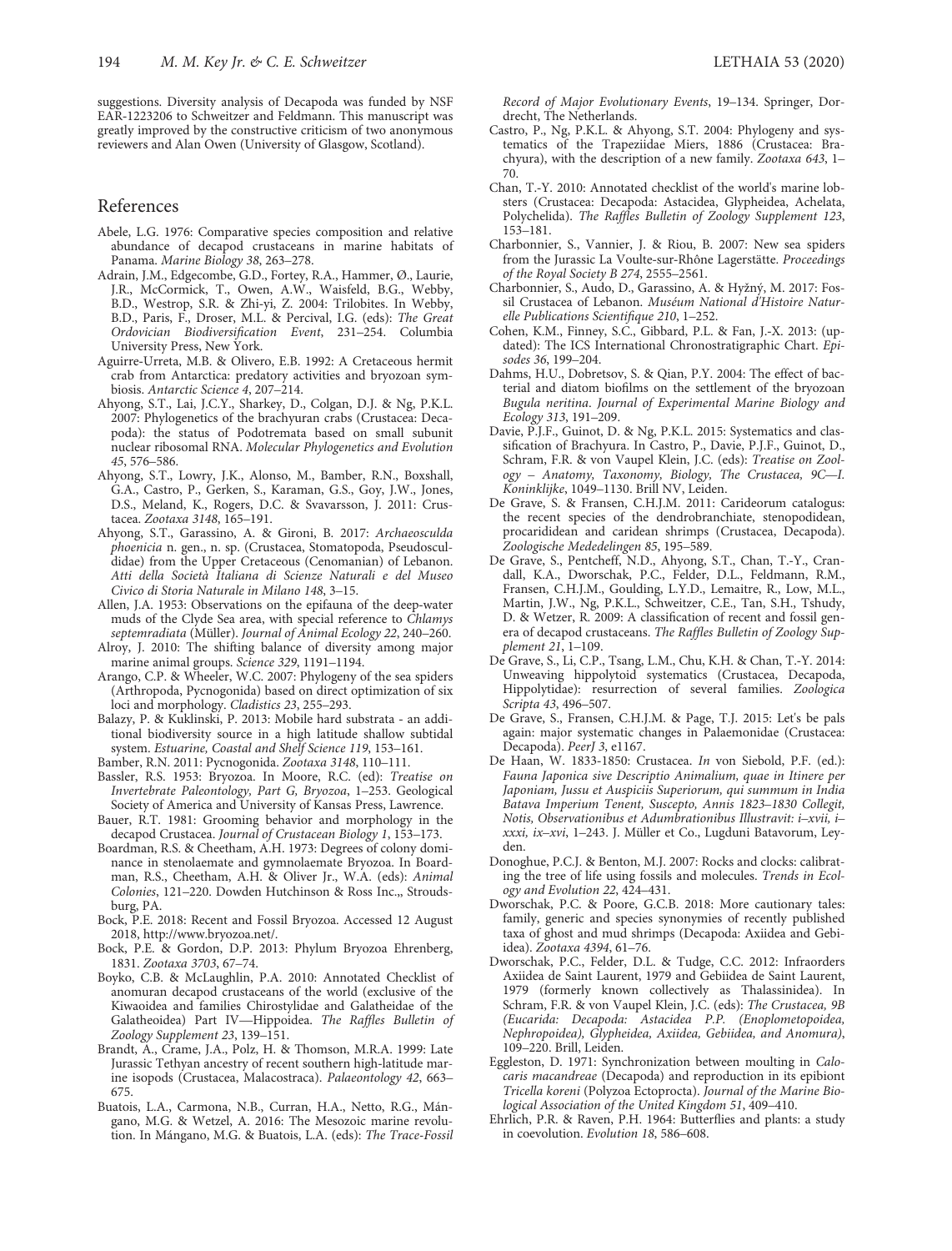suggestions. Diversity analysis of Decapoda was funded by NSF EAR-1223206 to Schweitzer and Feldmann. This manuscript was greatly improved by the constructive criticism of two anonymous reviewers and Alan Owen (University of Glasgow, Scotland).

## References

Abele, L.G. 1976: Comparative species composition and relative abundance of decapod crustaceans in marine habitats of Panama. *Marine Biology 38*, 263–278.

Adrain, J.M., Edgecombe, G.D., Fortey, R.A., Hammer, Ø., Laurie, J.R., McCormick, T., Owen, A.W., Waisfeld, B.G., Webby, B.D., Westrop, S.R. & Zhi-yi, Z. 2004: Trilobites. In Webby, B.D., Paris, F., Droser, M.L. & Percival, I.G. (eds): *The Great Ordovician Biodiversification Event*, 231–254. Columbia University Press, New York.

Aguirre-Urreta, M.B. & Olivero, E.B. 1992: A Cretaceous hermit crab from Antarctica: predatory activities and bryozoan symbiosis. *Antarctic Science 4*, 207–214.

Ahyong, S.T., Lai, J.C.Y., Sharkey, D., Colgan, D.J. & Ng, P.K.L. 2007: Phylogenetics of the brachyuran crabs (Crustacea: Decapoda): the status of Podotremata based on small subunit nuclear ribosomal RNA. *Molecular Phylogenetics and Evolution 45*, 576–586.

Ahyong, S.T., Lowry, J.K., Alonso, M., Bamber, R.N., Boxshall, G.A., Castro, P., Gerken, S., Karaman, G.S., Goy, J.W., Jones, D.S., Meland, K., Rogers, D.C. & Svavarsson, J. 2011: Crustacea. *Zootaxa 3148*, 165–191.

Ahyong, S.T., Garassino, A. & Gironi, B. 2017: *Archaeosculda phoenicia* n. gen., n. sp. (Crustacea, Stomatopoda, Pseudosculdidae) from the Upper Cretaceous (Cenomanian) of Lebanon. *Atti della Società Italiana di Scienze Naturali e del Museo Civico di Storia Naturale in Milano 148*, 3–15.

Allen, J.A. 1953: Observations on the epifauna of the deep-water muds of the Clyde Sea area, with special reference to *Chlamys septemradiata* (Müller). *Journal of Animal Ecology 22*, 240–260.

Alroy, J. 2010: The shifting balance of diversity among major marine animal groups. *Science 329*, 1191–1194.

Arango, C.P. & Wheeler, W.C. 2007: Phylogeny of the sea spiders (Arthropoda, Pycnogonida) based on direct optimization of six loci and morphology. *Cladistics 23*, 255–293.

Balazy, P. & Kuklinski, P. 2013: Mobile hard substrata - an additional biodiversity source in a high latitude shallow subtidal system. *Estuarine, Coastal and Shelf Science 119*, 153–161.

Bamber, R.N. 2011: Pycnogonida. *Zootaxa 3148*, 110–111.

Bassler, R.S. 1953: Bryozoa. In Moore, R.C. (ed): *Treatise on Invertebrate Paleontology, Part G, Bryozoa*, 1–253. Geological Society of America and University of Kansas Press, Lawrence.

Bauer, R.T. 1981: Grooming behavior and morphology in the decapod Crustacea. *Journal of Crustacean Biology 1*, 153–173.

Boardman, R.S. & Cheetham, A.H. 1973: Degrees of colony dominance in stenolaemate and gymnolaemate Bryozoa. In Boardman, R.S., Cheetham, A.H. & Oliver Jr., W.A. (eds): *Animal Colonies*, 121–220. Dowden Hutchinson & Ross Inc.,, Stroudsburg, PA.

Bock, P.E. 2018: Recent and Fossil Bryozoa. Accessed 12 August 2018, http://www.bryozoa.net/.

Bock, P.E. & Gordon, D.P. 2013: Phylum Bryozoa Ehrenberg, 1831. *Zootaxa 3703*, 67–74.

Boyko, C.B. & McLaughlin, P.A. 2010: Annotated Checklist of anomuran decapod crustaceans of the world (exclusive of the Kiwaoidea and families Chirostylidae and Galatheidae of the Galatheoidea) Part IV—Hippoidea. *The Raffles Bulletin of Zoology Supplement 23*, 139–151.

Brandt, A., Crame, J.A., Polz, H. & Thomson, M.R.A. 1999: Late Jurassic Tethyan ancestry of recent southern high-latitude marine isopods (Crustacea, Malacostraca). *Palaeontology 42*, 663–675.

Buatois, L.A., Carmona, N.B., Curran, H.A., Netto, R.G., Mángano, M.G. & Wetzel, A. 2016: The Mesozoic marine revolution. In Mángano, M.G. & Buatois, L.A. (eds): *The Trace-Fossil Record of Major Evolutionary Events*, 19–134. Springer, Dordrecht, The Netherlands.

Castro, P., Ng, P.K.L. & Ahyong, S.T. 2004: Phylogeny and systematics of the Trapeziidae Miers, 1886 (Crustacea: Brachyura), with the description of a new family. *Zootaxa 643*, 1–70.

Chan, T.-Y. 2010: Annotated checklist of the world's marine lobsters (Crustacea: Decapoda: Astacidea, Glypheidea, Achelata, Polychelida). *The Raffles Bulletin of Zoology Supplement 123*, 153–181.

Charbonnier, S., Vannier, J. & Riou, B. 2007: New sea spiders from the Jurassic La Voulte-sur-Rhône Lagerstätte. *Proceedings of the Royal Society B 274*, 2555–2561.

Charbonnier, S., Audo, D., Garassino, A. & Hyžný, M. 2017: Fossil Crustacea of Lebanon. *Muséum National d'Histoire Naturelle Publications Scientifique 210*, 1–252.

Cohen, K.M., Finney, S.C., Gibbard, P.L. & Fan, J.-X. 2013: (updated): The ICS International Chronostratigraphic Chart. *Episodes 36*, 199–204.

Dahms, H.U., Dobretsov, S. & Qian, P.Y. 2004: The effect of bacterial and diatom biofilms on the settlement of the bryozoan *Bugula neritina*. *Journal of Experimental Marine Biology and Ecology 313*, 191–209.

Davie, P.J.F., Guinot, D. & Ng, P.K.L. 2015: Systematics and classification of Brachyura. In Castro, P., Davie, P.J.F., Guinot, D., Schram, F.R. & von Vaupel Klein, J.C. (eds): *Treatise on Zoology – Anatomy, Taxonomy, Biology, The Crustacea, 9C—I. Koninklijke*, 1049–1130. Brill NV, Leiden.

De Grave, S. & Fransen, C.H.J.M. 2011: Carideorum catalogus: the recent species of the dendrobranchiate, stenopodidean, procarididean and caridean shrimps (Crustacea, Decapoda). *Zoologische Mededelingen 85*, 195–589.

De Grave, S., Pentcheff, N.D., Ahyong, S.T., Chan, T.-Y., Crandall, K.A., Dworschak, P.C., Felder, D.L., Feldmann, R.M., Fransen, C.H.J.M., Goulding, L.Y.D., Lemaitre, R., Low, M.L., Martin, J.W., Ng, P.K.L., Schweitzer, C.E., Tan, S.H., Tshudy, D. & Wetzer, R. 2009: A classification of recent and fossil genera of decapod crustaceans. *The Raffles Bulletin of Zoology Supplement 21*, 1–109.

De Grave, S., Li, C.P., Tsang, L.M., Chu, K.H. & Chan, T.-Y. 2014: Unweaving hippolytoid systematics (Crustacea, Decapoda, Hippolytidae): resurrection of several families. *Zoologica Scripta 43*, 496–507.

De Grave, S., Fransen, C.H.J.M. & Page, T.J. 2015: Let's be pals again: major systematic changes in Palaemonidae (Crustacea: Decapoda). *PeerJ 3*, e1167.

De Haan, W. 1833-1850: Crustacea. *In* von Siebold, P.F. (ed.): *Fauna Japonica sive Descriptio Animalium, quae in Itinere per Japoniam, Jussu et Auspiciis Superiorum, qui summum in India Batava Imperium Tenent, Suscepto, Annis 1823–1830 Collegit, Notis, Observationibus et Adumbrationibus Illustravit: i–xvii, i–xxxi, ix–xvi*, 1–243. J. Müller et Co., Lugduni Batavorum, Leyden.

Donoghue, P.C.J. & Benton, M.J. 2007: Rocks and clocks: calibrating the tree of life using fossils and molecules. *Trends in Ecology and Evolution 22*, 424–431.

Dworschak, P.C. & Poore, G.C.B. 2018: More cautionary tales: family, generic and species synonymies of recently published taxa of ghost and mud shrimps (Decapoda: Axiidea and Gebiidea). *Zootaxa 4394*, 61–76.

Dworschak, P.C., Felder, D.L. & Tudge, C.C. 2012: Infraorders Axiidea de Saint Laurent, 1979 and Gebiidea de Saint Laurent, 1979 (formerly known collectively as Thalassinidea). In Schram, F.R. & von Vaupel Klein, J.C. (eds): *The Crustacea, 9B (Eucarida: Decapoda: Astacidea P.P. (Enoplometopoidea, Nephropoidea), Glypheidea, Axiidea, Gebiidea, and Anomura)*, 109–220. Brill, Leiden.

Eggleston, D. 1971: Synchronization between moulting in *Calocaris macandreae* (Decapoda) and reproduction in its epibiont *Tricella koreni* (Polyzoa Ectoprocta). *Journal of the Marine Biological Association of the United Kingdom 51*, 409–410.

Ehrlich, P.R. & Raven, P.H. 1964: Butterflies and plants: a study in coevolution. *Evolution 18*, 586–608.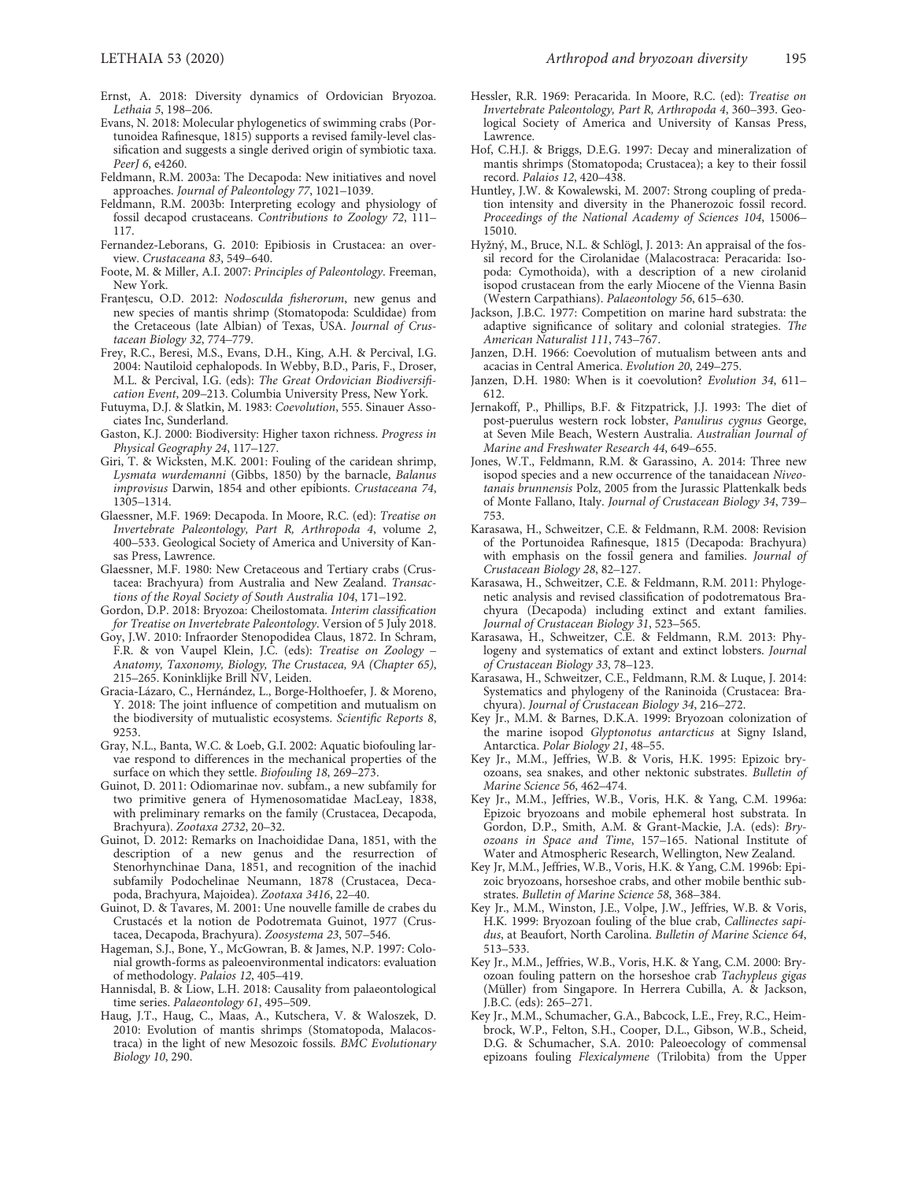Ernst, A. 2018: Diversity dynamics of Ordovician Bryozoa. *Lethaia 5*, 198–206.

Evans, N. 2018: Molecular phylogenetics of swimming crabs (Portunoidea Rafinesque, 1815) supports a revised family-level classification and suggests a single derived origin of symbiotic taxa. *PeerJ 6*, e4260.

Feldmann, R.M. 2003a: The Decapoda: New initiatives and novel approaches. *Journal of Paleontology 77*, 1021–1039.

Feldmann, R.M. 2003b: Interpreting ecology and physiology of fossil decapod crustaceans. *Contributions to Zoology 72*, 111–117.

Fernandez-Leborans, G. 2010: Epibiosis in Crustacea: an overview. *Crustaceana 83*, 549–640.

Foote, M. & Miller, A.I. 2007: *Principles of Paleontology*. Freeman, New York.

Franțescu, O.D. 2012: *Nodosculda fisherorum*, new genus and new species of mantis shrimp (Stomatopoda: Sculdidae) from the Cretaceous (late Albian) of Texas, USA. *Journal of Crustacean Biology 32*, 774–779.

Frey, R.C., Beresi, M.S., Evans, D.H., King, A.H. & Percival, I.G. 2004: Nautiloid cephalopods. In Webby, B.D., Paris, F., Droser, M.L. & Percival, I.G. (eds): *The Great Ordovician Biodiversification Event*, 209–213. Columbia University Press, New York.

Futuyma, D.J. & Slatkin, M. 1983: *Coevolution*, 555. Sinauer Associates Inc, Sunderland.

Gaston, K.J. 2000: Biodiversity: Higher taxon richness. *Progress in Physical Geography 24*, 117–127.

Giri, T. & Wicksten, M.K. 2001: Fouling of the caridean shrimp, *Lysmata wurdemanni* (Gibbs, 1850) by the barnacle, *Balanus improvisus* Darwin, 1854 and other epibionts. *Crustaceana 74*, 1305–1314.

Glaessner, M.F. 1969: Decapoda. In Moore, R.C. (ed): *Treatise on Invertebrate Paleontology, Part R, Arthropoda 4*, volume *2*, 400–533. Geological Society of America and University of Kansas Press, Lawrence.

Glaessner, M.F. 1980: New Cretaceous and Tertiary crabs (Crustacea: Brachyura) from Australia and New Zealand. *Transactions of the Royal Society of South Australia 104*, 171–192.

Gordon, D.P. 2018: Bryozoa: Cheilostomata. *Interim classification for Treatise on Invertebrate Paleontology*. Version of 5 July 2018.

Goy, J.W. 2010: Infraorder Stenopodidea Claus, 1872. In Schram, F.R. & von Vaupel Klein, J.C. (eds): *Treatise on Zoology – Anatomy, Taxonomy, Biology, The Crustacea, 9A (Chapter 65)*, 215–265. Koninklijke Brill NV, Leiden.

Gracia-Lázaro, C., Hernández, L., Borge-Holthoefer, J. & Moreno, Y. 2018: The joint influence of competition and mutualism on the biodiversity of mutualistic ecosystems. *Scientific Reports 8*, 9253.

Gray, N.L., Banta, W.C. & Loeb, G.I. 2002: Aquatic biofouling larvae respond to differences in the mechanical properties of the surface on which they settle. *Biofouling 18*, 269–273.

Guinot, D. 2011: Odiomarinae nov. subfam., a new subfamily for two primitive genera of Hymenosomatidae MacLeay, 1838, with preliminary remarks on the family (Crustacea, Decapoda, Brachyura). *Zootaxa 2732*, 20–32.

Guinot, D. 2012: Remarks on Inachoididae Dana, 1851, with the description of a new genus and the resurrection of Stenorhynchinae Dana, 1851, and recognition of the inachid subfamily Podochelinae Neumann, 1878 (Crustacea, Decapoda, Brachyura, Majoidea). *Zootaxa 3416*, 22–40.

Guinot, D. & Tavares, M. 2001: Une nouvelle famille de crabes du Crustacés et la notion de Podotremata Guinot, 1977 (Crustacea, Decapoda, Brachyura). *Zoosystema 23*, 507–546.

Hageman, S.J., Bone, Y., McGowran, B. & James, N.P. 1997: Colonial growth-forms as paleoenvironmental indicators: evaluation of methodology. *Palaios 12*, 405–419.

Hannisdal, B. & Liow, L.H. 2018: Causality from palaeontological time series. *Palaeontology 61*, 495–509.

Haug, J.T., Haug, C., Maas, A., Kutschera, V. & Waloszek, D. 2010: Evolution of mantis shrimps (Stomatopoda, Malacostraca) in the light of new Mesozoic fossils. *BMC Evolutionary Biology 10*, 290.

Hessler, R.R. 1969: Peracarida. In Moore, R.C. (ed): *Treatise on Invertebrate Paleontology, Part R, Arthropoda 4*, 360–393. Geological Society of America and University of Kansas Press, Lawrence.

Hof, C.H.J. & Briggs, D.E.G. 1997: Decay and mineralization of mantis shrimps (Stomatopoda; Crustacea); a key to their fossil record. *Palaios 12*, 420–438.

Huntley, J.W. & Kowalewski, M. 2007: Strong coupling of predation intensity and diversity in the Phanerozoic fossil record. *Proceedings of the National Academy of Sciences 104*, 15006–15010.

Hyžný, M., Bruce, N.L. & Schlögl, J. 2013: An appraisal of the fossil record for the Cirolanidae (Malacostraca: Peracarida: Isopoda: Cymothoida), with a description of a new cirolanid isopod crustacean from the early Miocene of the Vienna Basin (Western Carpathians). *Palaeontology 56*, 615–630.

Jackson, J.B.C. 1977: Competition on marine hard substrata: the adaptive significance of solitary and colonial strategies. *The American Naturalist 111*, 743–767.

Janzen, D.H. 1966: Coevolution of mutualism between ants and acacias in Central America. *Evolution 20*, 249–275.

Janzen, D.H. 1980: When is it coevolution? *Evolution 34*, 611–612.

Jernakoff, P., Phillips, B.F. & Fitzpatrick, J.J. 1993: The diet of post-puerulus western rock lobster, *Panulirus cygnus* George, at Seven Mile Beach, Western Australia. *Australian Journal of Marine and Freshwater Research 44*, 649–655.

Jones, W.T., Feldmann, R.M. & Garassino, A. 2014: Three new isopod species and a new occurrence of the tanaidacean *Niveotanais brunnensis* Polz, 2005 from the Jurassic Plattenkalk beds of Monte Fallano, Italy. *Journal of Crustacean Biology 34*, 739–753.

Karasawa, H., Schweitzer, C.E. & Feldmann, R.M. 2008: Revision of the Portunoidea Rafinesque, 1815 (Decapoda: Brachyura) with emphasis on the fossil genera and families. *Journal of Crustacean Biology 28*, 82–127.

Karasawa, H., Schweitzer, C.E. & Feldmann, R.M. 2011: Phylogenetic analysis and revised classification of podotrematous Brachyura (Decapoda) including extinct and extant families. *Journal of Crustacean Biology 31*, 523–565.

Karasawa, H., Schweitzer, C.E. & Feldmann, R.M. 2013: Phylogeny and systematics of extant and extinct lobsters. *Journal of Crustacean Biology 33*, 78–123.

Karasawa, H., Schweitzer, C.E., Feldmann, R.M. & Luque, J. 2014: Systematics and phylogeny of the Raninoida (Crustacea: Brachyura). *Journal of Crustacean Biology 34*, 216–272.

Key Jr., M.M. & Barnes, D.K.A. 1999: Bryozoan colonization of the marine isopod *Glyptonotus antarcticus* at Signy Island, Antarctica. *Polar Biology 21*, 48–55.

Key Jr., M.M., Jeffries, W.B. & Voris, H.K. 1995: Epizoic bryozoans, sea snakes, and other nektonic substrates. *Bulletin of Marine Science 56*, 462–474.

Key Jr., M.M., Jeffries, W.B., Voris, H.K. & Yang, C.M. 1996a: Epizoic bryozoans and mobile ephemeral host substrata. In Gordon, D.P., Smith, A.M. & Grant-Mackie, J.A. (eds): *Bryozoans in Space and Time*, 157–165. National Institute of Water and Atmospheric Research, Wellington, New Zealand.

Key Jr, M.M., Jeffries, W.B., Voris, H.K. & Yang, C.M. 1996b: Epizoic bryozoans, horseshoe crabs, and other mobile benthic substrates. *Bulletin of Marine Science 58*, 368–384.

Key Jr., M.M., Winston, J.E., Volpe, J.W., Jeffries, W.B. & Voris, H.K. 1999: Bryozoan fouling of the blue crab, *Callinectes sapidus*, at Beaufort, North Carolina. *Bulletin of Marine Science 64*, 513–533.

Key Jr., M.M., Jeffries, W.B., Voris, H.K. & Yang, C.M. 2000: Bryozoan fouling pattern on the horseshoe crab *Tachypleus gigas* (Müller) from Singapore. In Herrera Cubilla, A. & Jackson, J.B.C. (eds): 265–271.

Key Jr., M.M., Schumacher, G.A., Babcock, L.E., Frey, R.C., Heimbrock, W.P., Felton, S.H., Cooper, D.L., Gibson, W.B., Scheid, D.G. & Schumacher, S.A. 2010: Paleoecology of commensal epizoans fouling *Flexicalymene* (Trilobita) from the Upper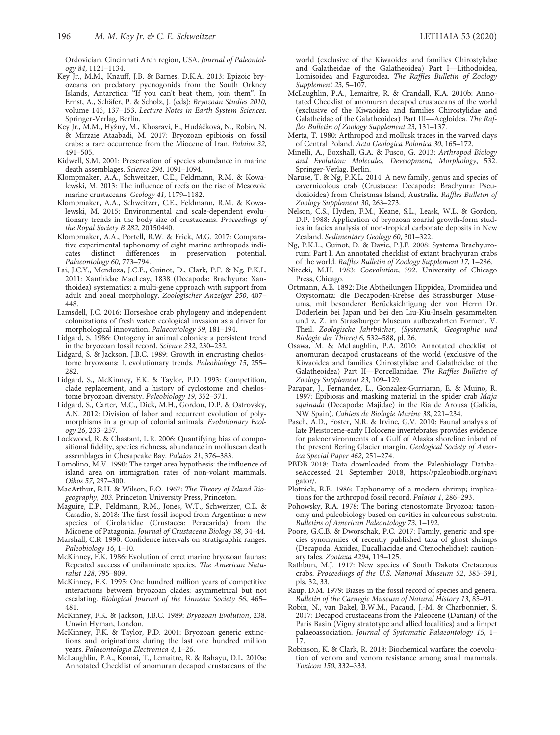Ordovician, Cincinnati Arch region, USA. *Journal of Paleontology 84*, 1121–1134.

Key Jr., M.M., Knauff, J.B. & Barnes, D.K.A. 2013: Epizoic bryozoans on predatory pycnogonids from the South Orkney Islands, Antarctica: "If you can't beat them, join them". In Ernst, A., Schäfer, P. & Scholz, J. (eds): *Bryozoan Studies 2010*, volume 143, 137–153. *Lecture Notes in Earth System Sciences*. Springer-Verlag, Berlin.

Key Jr., M.M., Hyžný, M., Khosravi, E., Hudáčková, N., Robin, N. & Mirzaie Ataabadi, M. 2017: Bryozoan epibiosis on fossil crabs: a rare occurrence from the Miocene of Iran. *Palaios 32*, 491–505.

Kidwell, S.M. 2001: Preservation of species abundance in marine death assemblages. *Science 294*, 1091–1094.

Klompmaker, A.A., Schweitzer, C.E., Feldmann, R.M. & Kowalewski, M. 2013: The influence of reefs on the rise of Mesozoic marine crustaceans. *Geology 41*, 1179–1182.

Klompmaker, A.A., Schweitzer, C.E., Feldmann, R.M. & Kowalewski, M. 2015: Environmental and scale-dependent evolutionary trends in the body size of crustaceans. *Proceedings of the Royal Society B 282*, 20150440.

Klompmaker, A.A., Portell, R.W. & Frick, M.G. 2017: Comparative experimental taphonomy of eight marine arthropods indicates distinct differences in preservation potential. *Palaeontology 60*, 773–794.

Lai, J.C.Y., Mendoza, J.C.E., Guinot, D., Clark, P.F. & Ng, P.K.L. 2011: Xanthidae MacLeay, 1838 (Decapoda: Brachyura: Xanthoidea) systematics: a multi-gene approach with support from adult and zoeal morphology. *Zoologischer Anzeiger 250*, 407–448.

Lamsdell, J.C. 2016: Horseshoe crab phylogeny and independent colonizations of fresh water: ecological invasion as a driver for morphological innovation. *Palaeontology 59*, 181–194.

Lidgard, S. 1986: Ontogeny in animal colonies: a persistent trend in the bryozoan fossil record. *Science 232*, 230–232.

Lidgard, S. & Jackson, J.B.C. 1989: Growth in encrusting cheilostome bryozoans: I. evolutionary trends. *Paleobiology 15*, 255–282.

Lidgard, S., McKinney, F.K. & Taylor, P.D. 1993: Competition, clade replacement, and a history of cyclostome and cheilostome bryozoan diversity. *Paleobiology 19*, 352–371.

Lidgard, S., Carter, M.C., Dick, M.H., Gordon, D.P. & Ostrovsky, A.N. 2012: Division of labor and recurrent evolution of polymorphisms in a group of colonial animals. *Evolutionary Ecology 26*, 233–257.

Lockwood, R. & Chastant, L.R. 2006: Quantifying bias of compositional fidelity, species richness, abundance in molluscan death assemblages in Chesapeake Bay. *Palaios 21*, 376–383.

Lomolino, M.V. 1990: The target area hypothesis: the influence of island area on immigration rates of non-volant mammals. *Oikos 57*, 297–300.

MacArthur, R.H. & Wilson, E.O. 1967: *The Theory of Island Biogeography, 203*. Princeton University Press, Princeton.

Maguire, E.P., Feldmann, R.M., Jones, W.T., Schweitzer, C.E. & Casadío, S. 2018: The first fossil isopod from Argentina: a new species of Cirolanidae (Crustacea: Peracarida) from the Micoene of Patagonia. *Journal of Crustacean Biology 38*, 34–44.

Marshall, C.R. 1990: Confidence intervals on stratigraphic ranges. *Paleobiology 16*, 1–10.

McKinney, F.K. 1986: Evolution of erect marine bryozoan faunas: Repeated success of unilaminate species. *The American Naturalist 128*, 795–809.

McKinney, F.K. 1995: One hundred million years of competitive interactions between bryozoan clades: asymmetrical but not escalating. *Biological Journal of the Linnean Society 56*, 465–481.

McKinney, F.K. & Jackson, J.B.C. 1989: *Bryozoan Evolution*, 238. Unwin Hyman, London.

McKinney, F.K. & Taylor, P.D. 2001: Bryozoan generic extinctions and originations during the last one hundred million years. *Palaeontologia Electronica 4*, 1–26.

McLaughlin, P.A., Komai, T., Lemaitre, R. & Rahayu, D.L. 2010a: Annotated Checklist of anomuran decapod crustaceans of the world (exclusive of the Kiwaoidea and families Chirostylidae and Galatheidae of the Galatheoidea) Part I—Lithodoidea, Lomisoidea and Paguroidea. *The Raffles Bulletin of Zoology Supplement 23*, 5–107.

McLaughlin, P.A., Lemaitre, R. & Crandall, K.A. 2010b: Annotated Checklist of anomuran decapod crustaceans of the world (exclusive of the Kiwaoidea and families Chirostylidae and Galatheidae of the Galatheoidea) Part III—Aegloidea. *The Raffles Bulletin of Zoology Supplement 23*, 131–137.

Merta, T. 1980: Arthropod and mollusk traces in the varved clays of Central Poland. *Acta Geologica Polonica 30*, 165–172.

Minelli, A., Boxshall, G.A. & Fusco, G. 2013: *Arthropod Biology and Evolution: Molecules, Development, Morphology*, 532. Springer-Verlag, Berlin.

Naruse, T. & Ng, P.K.L. 2014: A new family, genus and species of cavernicolous crab (Crustacea: Decapoda: Brachyura: Pseudozioidea) from Christmas Island, Australia. *Raffles Bulletin of Zoology Supplement 30*, 263–273.

Nelson, C.S., Hyden, F.M., Keane, S.L., Leask, W.L. & Gordon, D.P. 1988: Application of bryozoan zoarial growth-form studies in facies analysis of non-tropical carbonate deposits in New Zealand. *Sedimentary Geology 60*, 301–322.

Ng, P.K.L., Guinot, D. & Davie, P.J.F. 2008: Systema Brachyurorum: Part I. An annotated checklist of extant brachyuran crabs of the world. *Raffles Bulletin of Zoology Supplement 17*, 1–286.

Nitecki, M.H. 1983: *Coevolution*, 392. University of Chicago Press, Chicago.

Ortmann, A.E. 1892: Die Abtheilungen Hippidea, Dromiidea und Oxystomata: die Decapoden-Krebse des Strassburger Museums, mit besonderer Berücksichtigung der von Herrn Dr. Döderlein bei Japan und bei den Liu-Kiu-Inseln gesammelten und z. Z. im Strassburger Museum aufbewahrten Formen. V. Theil. *Zoologische Jahrbücher, (Systematik, Geographie und Biologie der Thiere) 6*, 532–588, pl. 26.

Osawa, M. & McLaughlin, P.A. 2010: Annotated checklist of anomuran decapod crustaceans of the world (exclusive of the Kiwaoidea and families Chirostylidae and Galatheidae of the Galatheoidea) Part II—Porcellanidae. *The Raffles Bulletin of Zoology Supplement 23*, 109–129.

Parapar, J., Fernandez, L., Gonzalez-Gurriaran, E. & Muino, R. 1997: Epibiosis and masking material in the spider crab *Maja squinado* (Decapoda: Majidae) in the Ria de Arousa (Galicia, NW Spain). *Cahiers de Biologie Marine 38*, 221–234.

Pasch, A.D., Foster, N.R. & Irvine, G.V. 2010: Faunal analysis of late Pleistocene-early Holocene invertebrates provides evidence for paleoenvironments of a Gulf of Alaska shoreline inland of the present Bering Glacier margin. *Geological Society of America Special Paper 462*, 251–274.

PBDB 2018: Data downloaded from the Paleobiology DatabaseAccessed 21 September 2018, https://paleobiodb.org/navigator/.

Plotnick, R.E. 1986: Taphonomy of a modern shrimp; implications for the arthropod fossil record. *Palaios 1*, 286–293.

Pohowsky, R.A. 1978: The boring ctenostomate Bryozoa: taxonomy and paleobiology based on cavities in calcareous substrata. *Bulletins of American Paleontology 73*, 1–192.

Poore, G.C.B. & Dworschak, P.C. 2017: Family, generic and species synonymies of recently published taxa of ghost shrimps (Decapoda, Axiidea, Eucalliacidae and Ctenochelidae): cautionary tales. *Zootaxa 4294*, 119–125.

Rathbun, M.J. 1917: New species of South Dakota Cretaceous crabs. *Proceedings of the U.S. National Museum 52*, 385–391, pls. 32, 33.

Raup, D.M. 1979: Biases in the fossil record of species and genera. *Bulletin of the Carnegie Museum of Natural History 13*, 85–91.

Robin, N., van Bakel, B.W.M., Pacaud, J.-M. & Charbonnier, S. 2017: Decapod crustaceans from the Paleocene (Danian) of the Paris Basin (Vigny stratotype and allied localities) and a limpet palaeoassociation. *Journal of Systematic Palaeontology 15*, 1–17.

Robinson, K. & Clark, R. 2018: Biochemical warfare: the coevolution of venom and venom resistance among small mammals. *Toxicon 150*, 332–333.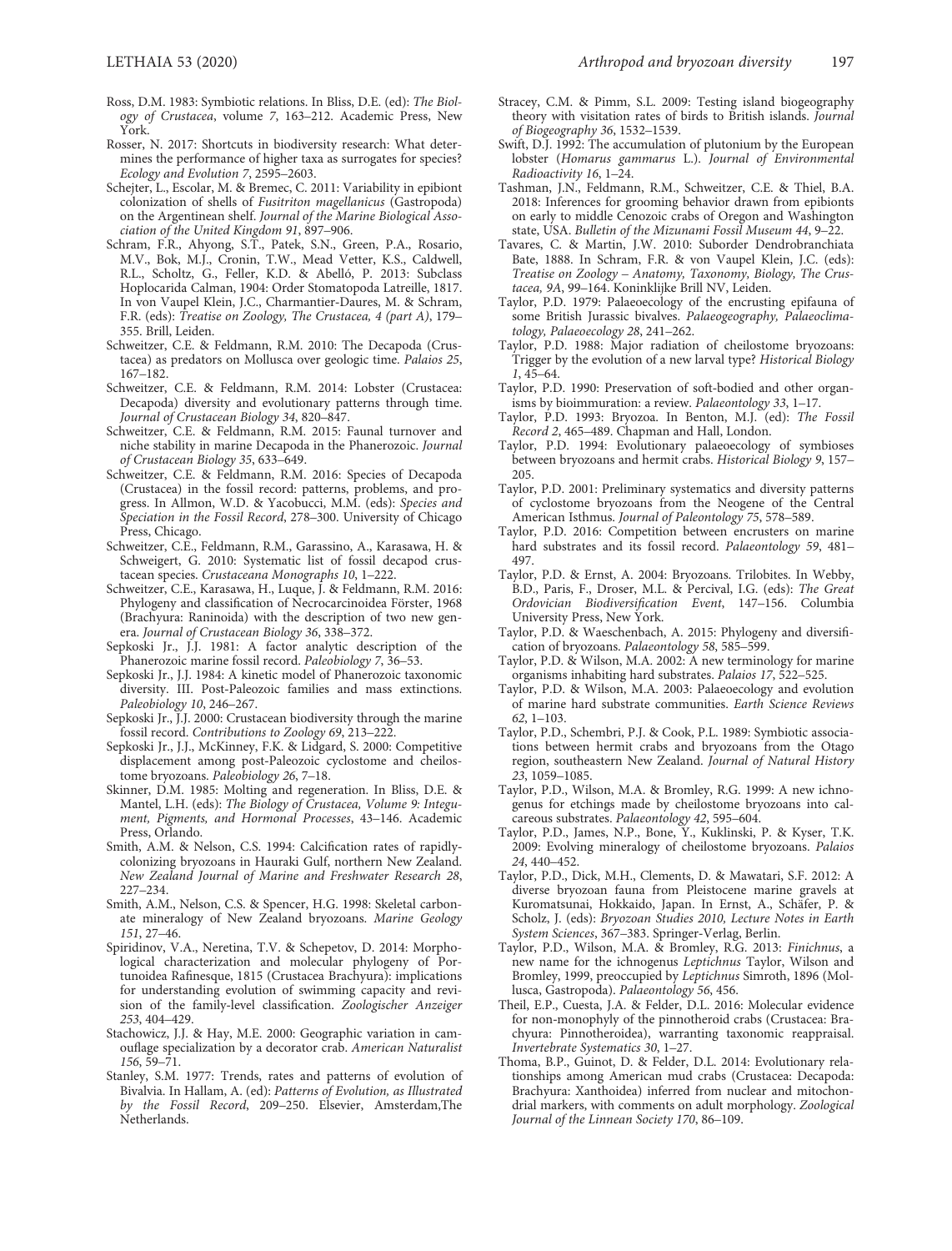Ross, D.M. 1983: Symbiotic relations. In Bliss, D.E. (ed): *The Biology of Crustacea*, volume *7*, 163–212. Academic Press, New York.

Rosser, N. 2017: Shortcuts in biodiversity research: What determines the performance of higher taxa as surrogates for species? *Ecology and Evolution 7*, 2595–2603.

Schejter, L., Escolar, M. & Bremec, C. 2011: Variability in epibiont colonization of shells of *Fusitriton magellanicus* (Gastropoda) on the Argentinean shelf. *Journal of the Marine Biological Association of the United Kingdom 91*, 897–906.

Schram, F.R., Ahyong, S.T., Patek, S.N., Green, P.A., Rosario, M.V., Bok, M.J., Cronin, T.W., Mead Vetter, K.S., Caldwell, R.L., Scholtz, G., Feller, K.D. & Abelló, P. 2013: Subclass Hoplocarida Calman, 1904: Order Stomatopoda Latreille, 1817. In von Vaupel Klein, J.C., Charmantier-Daures, M. & Schram, F.R. (eds): *Treatise on Zoology, The Crustacea, 4 (part A)*, 179–355. Brill, Leiden.

Schweitzer, C.E. & Feldmann, R.M. 2010: The Decapoda (Crustacea) as predators on Mollusca over geologic time. *Palaios 25*, 167–182.

Schweitzer, C.E. & Feldmann, R.M. 2014: Lobster (Crustacea: Decapoda) diversity and evolutionary patterns through time. *Journal of Crustacean Biology 34*, 820–847.

Schweitzer, C.E. & Feldmann, R.M. 2015: Faunal turnover and niche stability in marine Decapoda in the Phanerozoic. *Journal of Crustacean Biology 35*, 633–649.

Schweitzer, C.E. & Feldmann, R.M. 2016: Species of Decapoda (Crustacea) in the fossil record: patterns, problems, and progress. In Allmon, W.D. & Yacobucci, M.M. (eds): *Species and Speciation in the Fossil Record*, 278–300. University of Chicago Press, Chicago.

Schweitzer, C.E., Feldmann, R.M., Garassino, A., Karasawa, H. & Schweigert, G. 2010: Systematic list of fossil decapod crustacean species. *Crustaceana Monographs 10*, 1–222.

Schweitzer, C.E., Karasawa, H., Luque, J. & Feldmann, R.M. 2016: Phylogeny and classification of Necrocarcinoidea Förster, 1968 (Brachyura: Raninoida) with the description of two new genera. *Journal of Crustacean Biology 36*, 338–372.

Sepkoski Jr., J.J. 1981: A factor analytic description of the Phanerozoic marine fossil record. *Paleobiology 7*, 36–53.

Sepkoski Jr., J.J. 1984: A kinetic model of Phanerozoic taxonomic diversity. III. Post-Paleozoic families and mass extinctions. *Paleobiology 10*, 246–267.

Sepkoski Jr., J.J. 2000: Crustacean biodiversity through the marine fossil record. *Contributions to Zoology 69*, 213–222.

Sepkoski Jr., J.J., McKinney, F.K. & Lidgard, S. 2000: Competitive displacement among post-Paleozoic cyclostome and cheilostome bryozoans. *Paleobiology 26*, 7–18.

Skinner, D.M. 1985: Molting and regeneration. In Bliss, D.E. & Mantel, L.H. (eds): *The Biology of Crustacea, Volume 9: Integument, Pigments, and Hormonal Processes*, 43–146. Academic Press, Orlando.

Smith, A.M. & Nelson, C.S. 1994: Calcification rates of rapidly-colonizing bryozoans in Hauraki Gulf, northern New Zealand. *New Zealand Journal of Marine and Freshwater Research 28*, 227–234.

Smith, A.M., Nelson, C.S. & Spencer, H.G. 1998: Skeletal carbonate mineralogy of New Zealand bryozoans. *Marine Geology 151*, 27–46.

Spiridinov, V.A., Neretina, T.V. & Schepetov, D. 2014: Morphological characterization and molecular phylogeny of Portunoidea Rafinesque, 1815 (Crustacea Brachyura): implications for understanding evolution of swimming capacity and revision of the family-level classification. *Zoologischer Anzeiger 253*, 404–429.

Stachowicz, J.J. & Hay, M.E. 2000: Geographic variation in camouflage specialization by a decorator crab. *American Naturalist 156*, 59–71.

Stanley, S.M. 1977: Trends, rates and patterns of evolution of Bivalvia. In Hallam, A. (ed): *Patterns of Evolution, as Illustrated by the Fossil Record*, 209–250. Elsevier, Amsterdam,The Netherlands.

Stracey, C.M. & Pimm, S.L. 2009: Testing island biogeography theory with visitation rates of birds to British islands. *Journal of Biogeography 36*, 1532–1539.

Swift, D.J. 1992: The accumulation of plutonium by the European lobster (*Homarus gammarus* L.). *Journal of Environmental Radioactivity 16*, 1–24.

Tashman, J.N., Feldmann, R.M., Schweitzer, C.E. & Thiel, B.A. 2018: Inferences for grooming behavior drawn from epibionts on early to middle Cenozoic crabs of Oregon and Washington state, USA. *Bulletin of the Mizunami Fossil Museum 44*, 9–22.

Tavares, C. & Martin, J.W. 2010: Suborder Dendrobranchiata Bate, 1888. In Schram, F.R. & von Vaupel Klein, J.C. (eds): *Treatise on Zoology – Anatomy, Taxonomy, Biology, The Crustacea, 9A*, 99–164. Koninklijke Brill NV, Leiden.

Taylor, P.D. 1979: Palaeoecology of the encrusting epifauna of some British Jurassic bivalves. *Palaeogeography, Palaeoclimatology, Palaeoecology 28*, 241–262.

Taylor, P.D. 1988: Major radiation of cheilostome bryozoans: Trigger by the evolution of a new larval type? *Historical Biology 1*, 45–64.

Taylor, P.D. 1990: Preservation of soft-bodied and other organisms by bioimmuration: a review. *Palaeontology 33*, 1–17.

Taylor, P.D. 1993: Bryozoa. In Benton, M.J. (ed): *The Fossil Record 2*, 465–489. Chapman and Hall, London.

Taylor, P.D. 1994: Evolutionary palaeoecology of symbioses between bryozoans and hermit crabs. *Historical Biology 9*, 157–205.

Taylor, P.D. 2001: Preliminary systematics and diversity patterns of cyclostome bryozoans from the Neogene of the Central American Isthmus. *Journal of Paleontology 75*, 578–589.

Taylor, P.D. 2016: Competition between encrusters on marine hard substrates and its fossil record. *Palaeontology 59*, 481–497.

Taylor, P.D. & Ernst, A. 2004: Bryozoans. Trilobites. In Webby, B.D., Paris, F., Droser, M.L. & Percival, I.G. (eds): *The Great Ordovician Biodiversification Event*, 147–156. Columbia University Press, New York.

Taylor, P.D. & Waeschenbach, A. 2015: Phylogeny and diversification of bryozoans. *Palaeontology 58*, 585–599.

Taylor, P.D. & Wilson, M.A. 2002: A new terminology for marine organisms inhabiting hard substrates. *Palaios 17*, 522–525.

Taylor, P.D. & Wilson, M.A. 2003: Palaeoecology and evolution of marine hard substrate communities. *Earth Science Reviews 62*, 1–103.

Taylor, P.D., Schembri, P.J. & Cook, P.L. 1989: Symbiotic associations between hermit crabs and bryozoans from the Otago region, southeastern New Zealand. *Journal of Natural History 23*, 1059–1085.

Taylor, P.D., Wilson, M.A. & Bromley, R.G. 1999: A new ichnogenus for etchings made by cheilostome bryozoans into calcareous substrates. *Palaeontology 42*, 595–604.

Taylor, P.D., James, N.P., Bone, Y., Kuklinski, P. & Kyser, T.K. 2009: Evolving mineralogy of cheilostome bryozoans. *Palaios 24*, 440–452.

Taylor, P.D., Dick, M.H., Clements, D. & Mawatari, S.F. 2012: A diverse bryozoan fauna from Pleistocene marine gravels at Kuromatsunai, Hokkaido, Japan. In Ernst, A., Schäfer, P. & Scholz, J. (eds): *Bryozoan Studies 2010, Lecture Notes in Earth System Sciences*, 367–383. Springer-Verlag, Berlin.

Taylor, P.D., Wilson, M.A. & Bromley, R.G. 2013: *Finichnus*, a new name for the ichnogenus *Leptichnus* Taylor, Wilson and Bromley, 1999, preoccupied by *Leptichnus* Simroth, 1896 (Mollusca, Gastropoda). *Palaeontology 56*, 456.

Theil, E.P., Cuesta, J.A. & Felder, D.L. 2016: Molecular evidence for non-monophyly of the pinnotheroid crabs (Crustacea: Brachyura: Pinnotheroidea), warranting taxonomic reappraisal. *Invertebrate Systematics 30*, 1–27.

Thoma, B.P., Guinot, D. & Felder, D.L. 2014: Evolutionary relationships among American mud crabs (Crustacea: Decapoda: Brachyura: Xanthoidea) inferred from nuclear and mitochondrial markers, with comments on adult morphology. *Zoological Journal of the Linnean Society 170*, 86–109.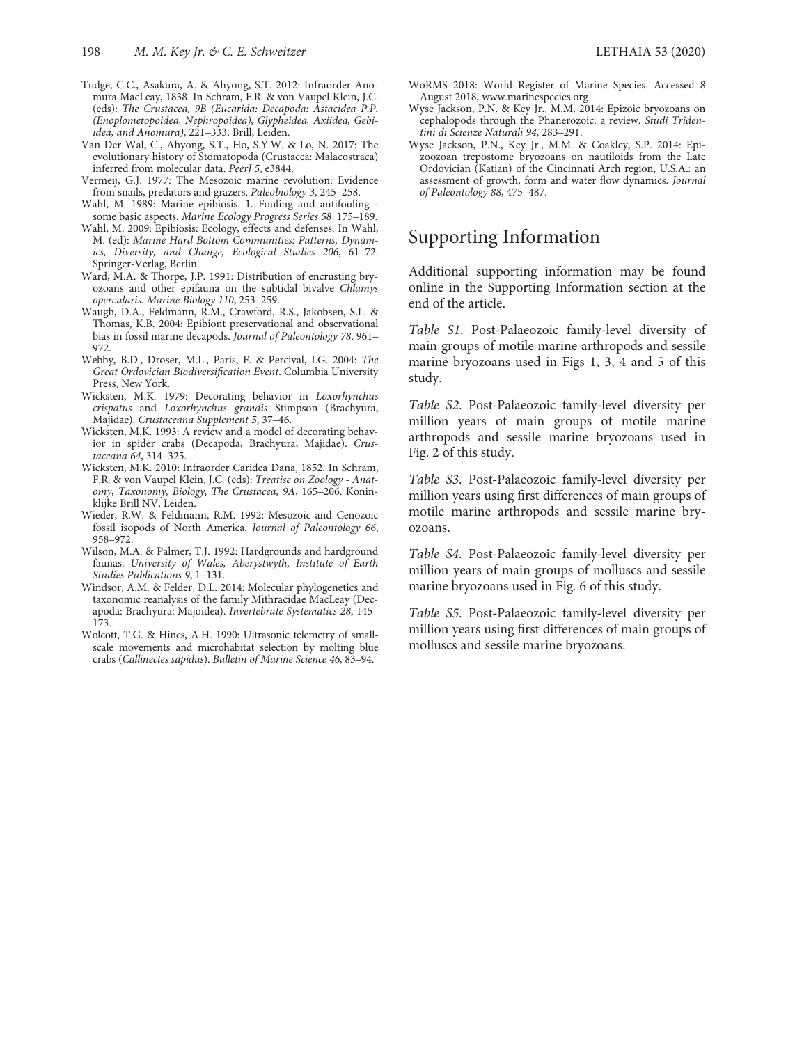Tudge, C.C., Asakura, A. & Ahyong, S.T. 2012: Infraorder Anomura MacLeay, 1838. In Schram, F.R. & von Vaupel Klein, J.C. (eds): *The Crustacea, 9B (Eucarida: Decapoda: Astacidea P.P. (Enoplometopoidea, Nephropoidea), Glypheidea, Axiidea, Gebiidea, and Anomura)*, 221–333. Brill, Leiden.

Van Der Wal, C., Ahyong, S.T., Ho, S.Y.W. & Lo, N. 2017: The evolutionary history of Stomatopoda (Crustacea: Malacostraca) inferred from molecular data. *PeerJ 5*, e3844.

Vermeij, G.J. 1977: The Mesozoic marine revolution: Evidence from snails, predators and grazers. *Paleobiology 3*, 245–258.

Wahl, M. 1989: Marine epibiosis. 1. Fouling and antifouling - some basic aspects. *Marine Ecology Progress Series 58*, 175–189.

Wahl, M. 2009: Epibiosis: Ecology, effects and defenses. In Wahl, M. (ed): *Marine Hard Bottom Communities: Patterns, Dynamics, Diversity, and Change, Ecological Studies 206*, 61–72. Springer-Verlag, Berlin.

Ward, M.A. & Thorpe, J.P. 1991: Distribution of encrusting bryozoans and other epifauna on the subtidal bivalve *Chlamys opercularis*. *Marine Biology 110*, 253–259.

Waugh, D.A., Feldmann, R.M., Crawford, R.S., Jakobsen, S.L. & Thomas, K.B. 2004: Epibiont preservational and observational bias in fossil marine decapods. *Journal of Paleontology 78*, 961–972.

Webby, B.D., Droser, M.L., Paris, F. & Percival, I.G. 2004: *The Great Ordovician Biodiversification Event*. Columbia University Press, New York.

Wicksten, M.K. 1979: Decorating behavior in *Loxorhynchus crispatus* and *Loxorhynchus grandis* Stimpson (Brachyura, Majidae). *Crustaceana Supplement 5*, 37–46.

Wicksten, M.K. 1993: A review and a model of decorating behavior in spider crabs (Decapoda, Brachyura, Majidae). *Crustaceana 64*, 314–325.

Wicksten, M.K. 2010: Infraorder Caridea Dana, 1852. In Schram, F.R. & von Vaupel Klein, J.C. (eds): *Treatise on Zoology - Anatomy, Taxonomy, Biology, The Crustacea, 9A*, 165–206. Koninklijke Brill NV, Leiden.

Wieder, R.W. & Feldmann, R.M. 1992: Mesozoic and Cenozoic fossil isopods of North America. *Journal of Paleontology 66*, 958–972.

Wilson, M.A. & Palmer, T.J. 1992: Hardgrounds and hardground faunas. *University of Wales, Aberystwyth, Institute of Earth Studies Publications 9*, 1–131.

Windsor, A.M. & Felder, D.L. 2014: Molecular phylogenetics and taxonomic reanalysis of the family Mithracidae MacLeay (Decapoda: Brachyura: Majoidea). *Invertebrate Systematics 28*, 145–173.

Wolcott, T.G. & Hines, A.H. 1990: Ultrasonic telemetry of small-scale movements and microhabitat selection by molting blue crabs (*Callinectes sapidus*). *Bulletin of Marine Science 46*, 83–94.

WoRMS 2018: World Register of Marine Species. Accessed 8 August 2018, www.marinespecies.org

Wyse Jackson, P.N. & Key Jr., M.M. 2014: Epizoic bryozoans on cephalopods through the Phanerozoic: a review. *Studi Tridentini di Scienze Naturali 94*, 283–291.

Wyse Jackson, P.N., Key Jr., M.M. & Coakley, S.P. 2014: Epizoozoan trepostome bryozoans on nautiloids from the Late Ordovician (Katian) of the Cincinnati Arch region, U.S.A.: an assessment of growth, form and water flow dynamics. *Journal of Paleontology 88*, 475–487.

# Supporting Information

Additional supporting information may be found online in the Supporting Information section at the end of the article.

*Table S1*. Post-Palaeozoic family-level diversity of main groups of motile marine arthropods and sessile marine bryozoans used in Figs 1, 3, 4 and 5 of this study.

*Table S2*. Post-Palaeozoic family-level diversity per million years of main groups of motile marine arthropods and sessile marine bryozoans used in Fig. 2 of this study.

*Table S3*. Post-Palaeozoic family-level diversity per million years using first differences of main groups of motile marine arthropods and sessile marine bryozoans.

*Table S4*. Post-Palaeozoic family-level diversity per million years of main groups of molluscs and sessile marine bryozoans used in Fig. 6 of this study.

*Table S5*. Post-Palaeozoic family-level diversity per million years using first differences of main groups of molluscs and sessile marine bryozoans.